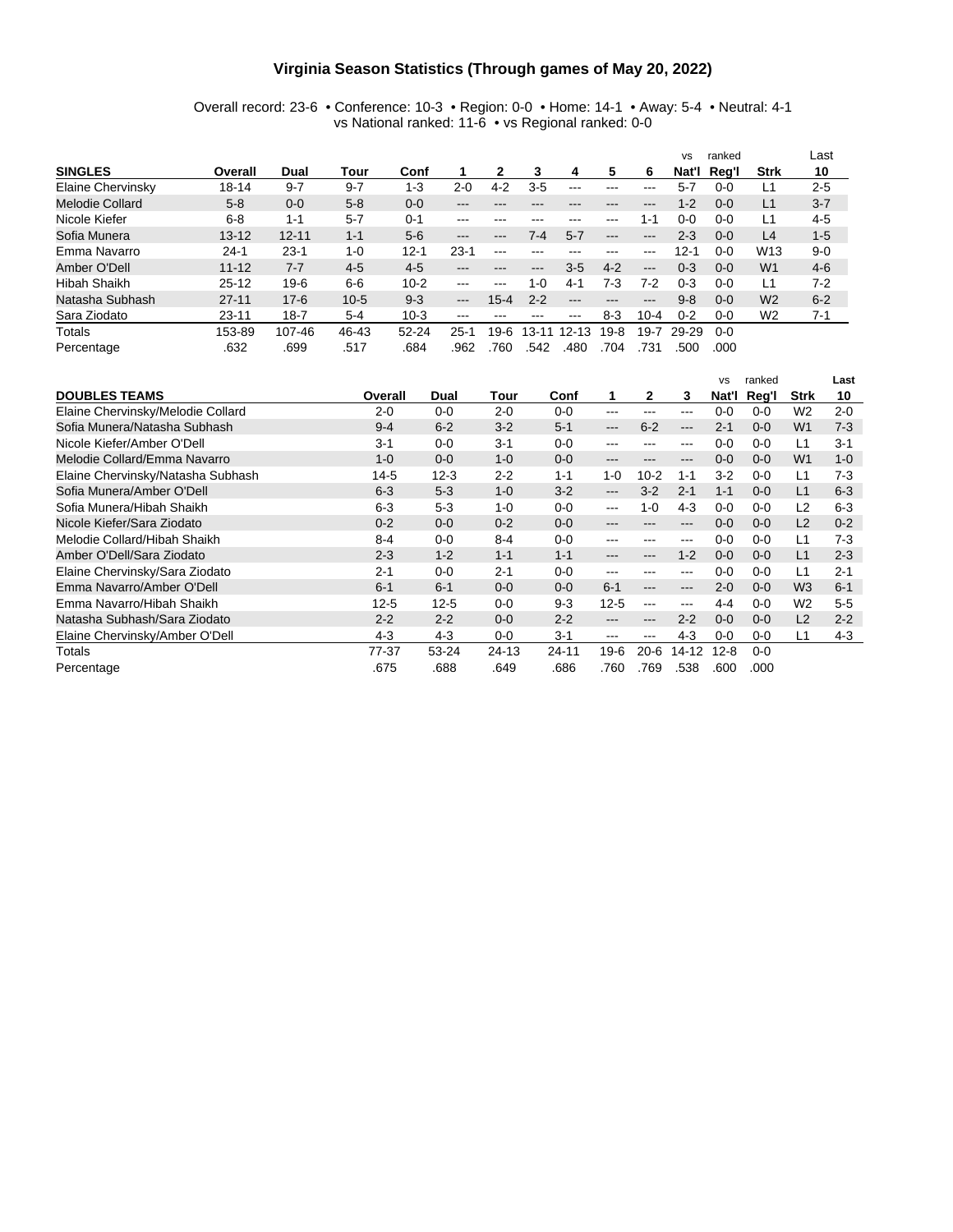# Virginia Season Statistics (Through games of May 20, 2022)

Overall record: 23-6 • Conference: 10-3 • Region: 0-0 • Home: 14-1 • Away: 5-4 • Neutral: 4-1
vs National ranked: 11-6 • vs Regional ranked: 0-0

| SINGLES | Overall | Dual | Tour | Conf | 1 | 2 | 3 | 4 | 5 | 6 | vs Nat'l | ranked Reg'l | Strk | Last 10 |
|---|---|---|---|---|---|---|---|---|---|---|---|---|---|---|
| Elaine Chervinsky | 18-14 | 9-7 | 9-7 | 1-3 | 2-0 | 4-2 | 3-5 | --- | --- | --- | 5-7 | 0-0 | L1 | 2-5 |
| Melodie Collard | 5-8 | 0-0 | 5-8 | 0-0 | --- | --- | --- | --- | --- | --- | 1-2 | 0-0 | L1 | 3-7 |
| Nicole Kiefer | 6-8 | 1-1 | 5-7 | 0-1 | --- | --- | --- | --- | --- | 1-1 | 0-0 | 0-0 | L1 | 4-5 |
| Sofia Munera | 13-12 | 12-11 | 1-1 | 5-6 | --- | --- | 7-4 | 5-7 | --- | --- | 2-3 | 0-0 | L4 | 1-5 |
| Emma Navarro | 24-1 | 23-1 | 1-0 | 12-1 | 23-1 | --- | --- | --- | --- | --- | 12-1 | 0-0 | W13 | 9-0 |
| Amber O'Dell | 11-12 | 7-7 | 4-5 | 4-5 | --- | --- | --- | 3-5 | 4-2 | --- | 0-3 | 0-0 | W1 | 4-6 |
| Hibah Shaikh | 25-12 | 19-6 | 6-6 | 10-2 | --- | --- | 1-0 | 4-1 | 7-3 | 7-2 | 0-3 | 0-0 | L1 | 7-2 |
| Natasha Subhash | 27-11 | 17-6 | 10-5 | 9-3 | --- | 15-4 | 2-2 | --- | --- | --- | 9-8 | 0-0 | W2 | 6-2 |
| Sara Ziodato | 23-11 | 18-7 | 5-4 | 10-3 | --- | --- | --- | --- | 8-3 | 10-4 | 0-2 | 0-0 | W2 | 7-1 |
| Totals | 153-89 | 107-46 | 46-43 | 52-24 | 25-1 | 19-6 | 13-11 | 12-13 | 19-8 | 19-7 | 29-29 | 0-0 | | |
| Percentage | .632 | .699 | .517 | .684 | .962 | .760 | .542 | .480 | .704 | .731 | .500 | .000 | | |

| DOUBLES TEAMS | Overall | Dual | Tour | Conf | 1 | 2 | 3 | vs Nat'l | ranked Reg'l | Strk | Last 10 |
|---|---|---|---|---|---|---|---|---|---|---|---|
| Elaine Chervinsky/Melodie Collard | 2-0 | 0-0 | 2-0 | 0-0 | --- | --- | --- | 0-0 | 0-0 | W2 | 2-0 |
| Sofia Munera/Natasha Subhash | 9-4 | 6-2 | 3-2 | 5-1 | --- | 6-2 | --- | 2-1 | 0-0 | W1 | 7-3 |
| Nicole Kiefer/Amber O'Dell | 3-1 | 0-0 | 3-1 | 0-0 | --- | --- | --- | 0-0 | 0-0 | L1 | 3-1 |
| Melodie Collard/Emma Navarro | 1-0 | 0-0 | 1-0 | 0-0 | --- | --- | --- | 0-0 | 0-0 | W1 | 1-0 |
| Elaine Chervinsky/Natasha Subhash | 14-5 | 12-3 | 2-2 | 1-1 | 1-0 | 10-2 | 1-1 | 3-2 | 0-0 | L1 | 7-3 |
| Sofia Munera/Amber O'Dell | 6-3 | 5-3 | 1-0 | 3-2 | --- | 3-2 | 2-1 | 1-1 | 0-0 | L1 | 6-3 |
| Sofia Munera/Hibah Shaikh | 6-3 | 5-3 | 1-0 | 0-0 | --- | 1-0 | 4-3 | 0-0 | 0-0 | L2 | 6-3 |
| Nicole Kiefer/Sara Ziodato | 0-2 | 0-0 | 0-2 | 0-0 | --- | --- | --- | 0-0 | 0-0 | L2 | 0-2 |
| Melodie Collard/Hibah Shaikh | 8-4 | 0-0 | 8-4 | 0-0 | --- | --- | --- | 0-0 | 0-0 | L1 | 7-3 |
| Amber O'Dell/Sara Ziodato | 2-3 | 1-2 | 1-1 | 1-1 | --- | --- | 1-2 | 0-0 | 0-0 | L1 | 2-3 |
| Elaine Chervinsky/Sara Ziodato | 2-1 | 0-0 | 2-1 | 0-0 | --- | --- | --- | 0-0 | 0-0 | L1 | 2-1 |
| Emma Navarro/Amber O'Dell | 6-1 | 6-1 | 0-0 | 0-0 | 6-1 | --- | --- | 2-0 | 0-0 | W3 | 6-1 |
| Emma Navarro/Hibah Shaikh | 12-5 | 12-5 | 0-0 | 9-3 | 12-5 | --- | --- | 4-4 | 0-0 | W2 | 5-5 |
| Natasha Subhash/Sara Ziodato | 2-2 | 2-2 | 0-0 | 2-2 | --- | --- | 2-2 | 0-0 | 0-0 | L2 | 2-2 |
| Elaine Chervinsky/Amber O'Dell | 4-3 | 4-3 | 0-0 | 3-1 | --- | --- | 4-3 | 0-0 | 0-0 | L1 | 4-3 |
| Totals | 77-37 | 53-24 | 24-13 | 24-11 | 19-6 | 20-6 | 14-12 | 12-8 | 0-0 | | |
| Percentage | .675 | .688 | .649 | .686 | .760 | .769 | .538 | .600 | .000 | | |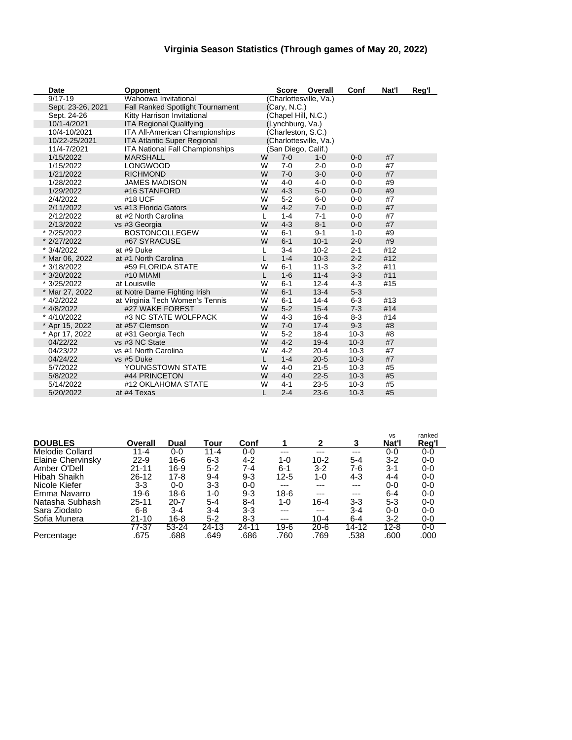# Virginia Season Statistics (Through games of May 20, 2022)

| Date | Opponent | | Score | Overall | Conf | Nat'l | Reg'l |
|---|---|---|---|---|---|---|---|
| 9/17-19 | Wahoowa Invitational | | (Charlottesville, Va.) | | | | |
| Sept. 23-26, 2021 | Fall Ranked Spotlight Tournament | | (Cary, N.C.) | | | | |
| Sept. 24-26 | Kitty Harrison Invitational | | (Chapel Hill, N.C.) | | | | |
| 10/1-4/2021 | ITA Regional Qualifying | | (Lynchburg, Va.) | | | | |
| 10/4-10/2021 | ITA All-American Championships | | (Charleston, S.C.) | | | | |
| 10/22-25/2021 | ITA Atlantic Super Regional | | (Charlottesville, Va.) | | | | |
| 11/4-7/2021 | ITA National Fall Championships | | (San Diego, Calif.) | | | | |
| 1/15/2022 | MARSHALL | W | 7-0 | 1-0 | 0-0 | #7 | |
| 1/15/2022 | LONGWOOD | W | 7-0 | 2-0 | 0-0 | #7 | |
| 1/21/2022 | RICHMOND | W | 7-0 | 3-0 | 0-0 | #7 | |
| 1/28/2022 | JAMES MADISON | W | 4-0 | 4-0 | 0-0 | #9 | |
| 1/29/2022 | #16 STANFORD | W | 4-3 | 5-0 | 0-0 | #9 | |
| 2/4/2022 | #18 UCF | W | 5-2 | 6-0 | 0-0 | #7 | |
| 2/11/2022 | vs #13 Florida Gators | W | 4-2 | 7-0 | 0-0 | #7 | |
| 2/12/2022 | at #2 North Carolina | L | 1-4 | 7-1 | 0-0 | #7 | |
| 2/13/2022 | vs #3 Georgia | W | 4-3 | 8-1 | 0-0 | #7 | |
| * 2/25/2022 | BOSTONCOLLEGEW | W | 6-1 | 9-1 | 1-0 | #9 | |
| * 2/27/2022 | #67 SYRACUSE | W | 6-1 | 10-1 | 2-0 | #9 | |
| * 3/4/2022 | at #9 Duke | L | 3-4 | 10-2 | 2-1 | #12 | |
| * Mar 06, 2022 | at #1 North Carolina | L | 1-4 | 10-3 | 2-2 | #12 | |
| * 3/18/2022 | #59 FLORIDA STATE | W | 6-1 | 11-3 | 3-2 | #11 | |
| * 3/20/2022 | #10 MIAMI | L | 1-6 | 11-4 | 3-3 | #11 | |
| * 3/25/2022 | at Louisville | W | 6-1 | 12-4 | 4-3 | #15 | |
| * Mar 27, 2022 | at Notre Dame Fighting Irish | W | 6-1 | 13-4 | 5-3 | | |
| * 4/2/2022 | at Virginia Tech Women's Tennis | W | 6-1 | 14-4 | 6-3 | #13 | |
| * 4/8/2022 | #27 WAKE FOREST | W | 5-2 | 15-4 | 7-3 | #14 | |
| * 4/10/2022 | #3 NC STATE WOLFPACK | W | 4-3 | 16-4 | 8-3 | #14 | |
| * Apr 15, 2022 | at #57 Clemson | W | 7-0 | 17-4 | 9-3 | #8 | |
| * Apr 17, 2022 | at #31 Georgia Tech | W | 5-2 | 18-4 | 10-3 | #8 | |
| 04/22/22 | vs #3 NC State | W | 4-2 | 19-4 | 10-3 | #7 | |
| 04/23/22 | vs #1 North Carolina | W | 4-2 | 20-4 | 10-3 | #7 | |
| 04/24/22 | vs #5 Duke | L | 1-4 | 20-5 | 10-3 | #7 | |
| 5/7/2022 | YOUNGSTOWN STATE | W | 4-0 | 21-5 | 10-3 | #5 | |
| 5/8/2022 | #44 PRINCETON | W | 4-0 | 22-5 | 10-3 | #5 | |
| 5/14/2022 | #12 OKLAHOMA STATE | W | 4-1 | 23-5 | 10-3 | #5 | |
| 5/20/2022 | at #4 Texas | L | 2-4 | 23-6 | 10-3 | #5 | |

| DOUBLES | Overall | Dual | Tour | Conf | 1 | 2 | 3 | vs Nat'l | ranked Reg'l |
|---|---|---|---|---|---|---|---|---|---|
| Melodie Collard | 11-4 | 0-0 | 11-4 | 0-0 | --- | --- | --- | 0-0 | 0-0 |
| Elaine Chervinsky | 22-9 | 16-6 | 6-3 | 4-2 | 1-0 | 10-2 | 5-4 | 3-2 | 0-0 |
| Amber O'Dell | 21-11 | 16-9 | 5-2 | 7-4 | 6-1 | 3-2 | 7-6 | 3-1 | 0-0 |
| Hibah Shaikh | 26-12 | 17-8 | 9-4 | 9-3 | 12-5 | 1-0 | 4-3 | 4-4 | 0-0 |
| Nicole Kiefer | 3-3 | 0-0 | 3-3 | 0-0 | --- | --- | --- | 0-0 | 0-0 |
| Emma Navarro | 19-6 | 18-6 | 1-0 | 9-3 | 18-6 | --- | --- | 6-4 | 0-0 |
| Natasha Subhash | 25-11 | 20-7 | 5-4 | 8-4 | 1-0 | 16-4 | 3-3 | 5-3 | 0-0 |
| Sara Ziodato | 6-8 | 3-4 | 3-4 | 3-3 | --- | --- | 3-4 | 0-0 | 0-0 |
| Sofia Munera | 21-10 | 16-8 | 5-2 | 8-3 | --- | 10-4 | 6-4 | 3-2 | 0-0 |
| | 77-37 | 53-24 | 24-13 | 24-11 | 19-6 | 20-6 | 14-12 | 12-8 | 0-0 |
| Percentage | .675 | .688 | .649 | .686 | .760 | .769 | .538 | .600 | .000 |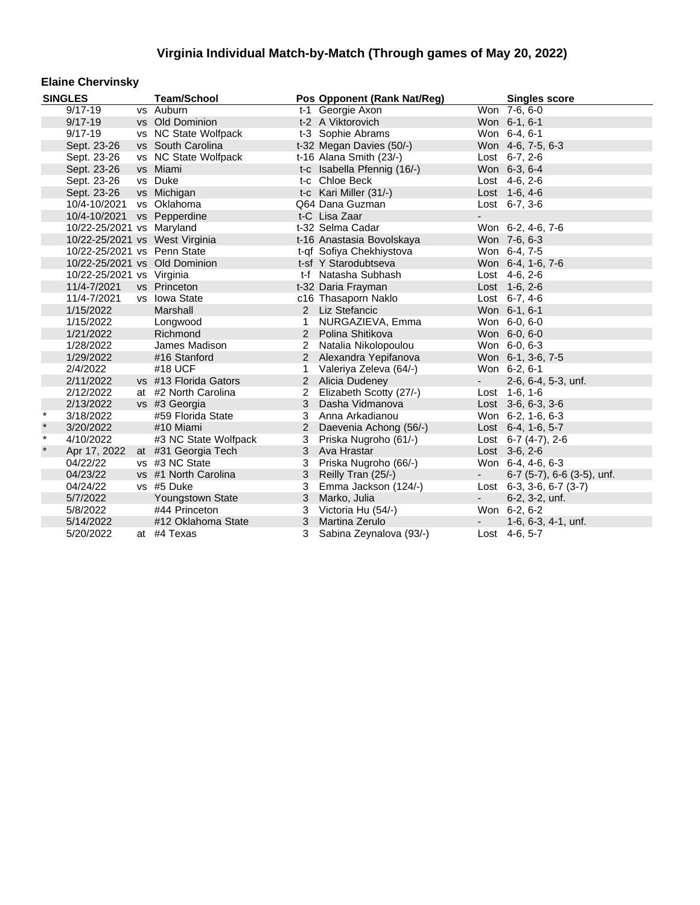# Virginia Individual Match-by-Match (Through games of May 20, 2022)

## Elaine Chervinsky

| SINGLES | | Team/School | Pos | Opponent (Rank Nat/Reg) | | Singles score |
|---|---|---|---|---|---|---|
| | 9/17-19 | vs Auburn | t-1 | Georgie Axon | Won | 7-6, 6-0 |
| | 9/17-19 | vs Old Dominion | t-2 | A Viktorovich | Won | 6-1, 6-1 |
| | 9/17-19 | vs NC State Wolfpack | t-3 | Sophie Abrams | Won | 6-4, 6-1 |
| | Sept. 23-26 | vs South Carolina | t-32 | Megan Davies (50/-) | Won | 4-6, 7-5, 6-3 |
| | Sept. 23-26 | vs NC State Wolfpack | t-16 | Alana Smith (23/-) | Lost | 6-7, 2-6 |
| | Sept. 23-26 | vs Miami | t-c | Isabella Pfennig (16/-) | Won | 6-3, 6-4 |
| | Sept. 23-26 | vs Duke | t-c | Chloe Beck | Lost | 4-6, 2-6 |
| | Sept. 23-26 | vs Michigan | t-c | Kari Miller (31/-) | Lost | 1-6, 4-6 |
| | 10/4-10/2021 | vs Oklahoma | Q64 | Dana Guzman | Lost | 6-7, 3-6 |
| | 10/4-10/2021 | vs Pepperdine | t-C | Lisa Zaar | - | |
| | 10/22-25/2021 | vs Maryland | t-32 | Selma Cadar | Won | 6-2, 4-6, 7-6 |
| | 10/22-25/2021 | vs West Virginia | t-16 | Anastasia Bovolskaya | Won | 7-6, 6-3 |
| | 10/22-25/2021 | vs Penn State | t-qf | Sofiya Chekhiystova | Won | 6-4, 7-5 |
| | 10/22-25/2021 | vs Old Dominion | t-sf | Y Starodubtseva | Won | 6-4, 1-6, 7-6 |
| | 10/22-25/2021 | vs Virginia | t-f | Natasha Subhash | Lost | 4-6, 2-6 |
| | 11/4-7/2021 | vs Princeton | t-32 | Daria Frayman | Lost | 1-6, 2-6 |
| | 11/4-7/2021 | vs Iowa State | c16 | Thasaporn Naklo | Lost | 6-7, 4-6 |
| | 1/15/2022 | Marshall | 2 | Liz Stefancic | Won | 6-1, 6-1 |
| | 1/15/2022 | Longwood | 1 | NURGAZIEVA, Emma | Won | 6-0, 6-0 |
| | 1/21/2022 | Richmond | 2 | Polina Shitikova | Won | 6-0, 6-0 |
| | 1/28/2022 | James Madison | 2 | Natalia Nikolopoulou | Won | 6-0, 6-3 |
| | 1/29/2022 | #16 Stanford | 2 | Alexandra Yepifanova | Won | 6-1, 3-6, 7-5 |
| | 2/4/2022 | #18 UCF | 1 | Valeriya Zeleva (64/-) | Won | 6-2, 6-1 |
| | 2/11/2022 | vs #13 Florida Gators | 2 | Alicia Dudeney | - | 2-6, 6-4, 5-3, unf. |
| | 2/12/2022 | at #2 North Carolina | 2 | Elizabeth Scotty (27/-) | Lost | 1-6, 1-6 |
| | 2/13/2022 | vs #3 Georgia | 3 | Dasha Vidmanova | Lost | 3-6, 6-3, 3-6 |
| * | 3/18/2022 | #59 Florida State | 3 | Anna Arkadianou | Won | 6-2, 1-6, 6-3 |
| * | 3/20/2022 | #10 Miami | 2 | Daevenia Achong (56/-) | Lost | 6-4, 1-6, 5-7 |
| * | 4/10/2022 | #3 NC State Wolfpack | 3 | Priska Nugroho (61/-) | Lost | 6-7 (4-7), 2-6 |
| * | Apr 17, 2022 | at #31 Georgia Tech | 3 | Ava Hrastar | Lost | 3-6, 2-6 |
| | 04/22/22 | vs #3 NC State | 3 | Priska Nugroho (66/-) | Won | 6-4, 4-6, 6-3 |
| | 04/23/22 | vs #1 North Carolina | 3 | Reilly Tran (25/-) | - | 6-7 (5-7), 6-6 (3-5), unf. |
| | 04/24/22 | vs #5 Duke | 3 | Emma Jackson (124/-) | Lost | 6-3, 3-6, 6-7 (3-7) |
| | 5/7/2022 | Youngstown State | 3 | Marko, Julia | - | 6-2, 3-2, unf. |
| | 5/8/2022 | #44 Princeton | 3 | Victoria Hu (54/-) | Won | 6-2, 6-2 |
| | 5/14/2022 | #12 Oklahoma State | 3 | Martina Zerulo | - | 1-6, 6-3, 4-1, unf. |
| | 5/20/2022 | at #4 Texas | 3 | Sabina Zeynalova (93/-) | Lost | 4-6, 5-7 |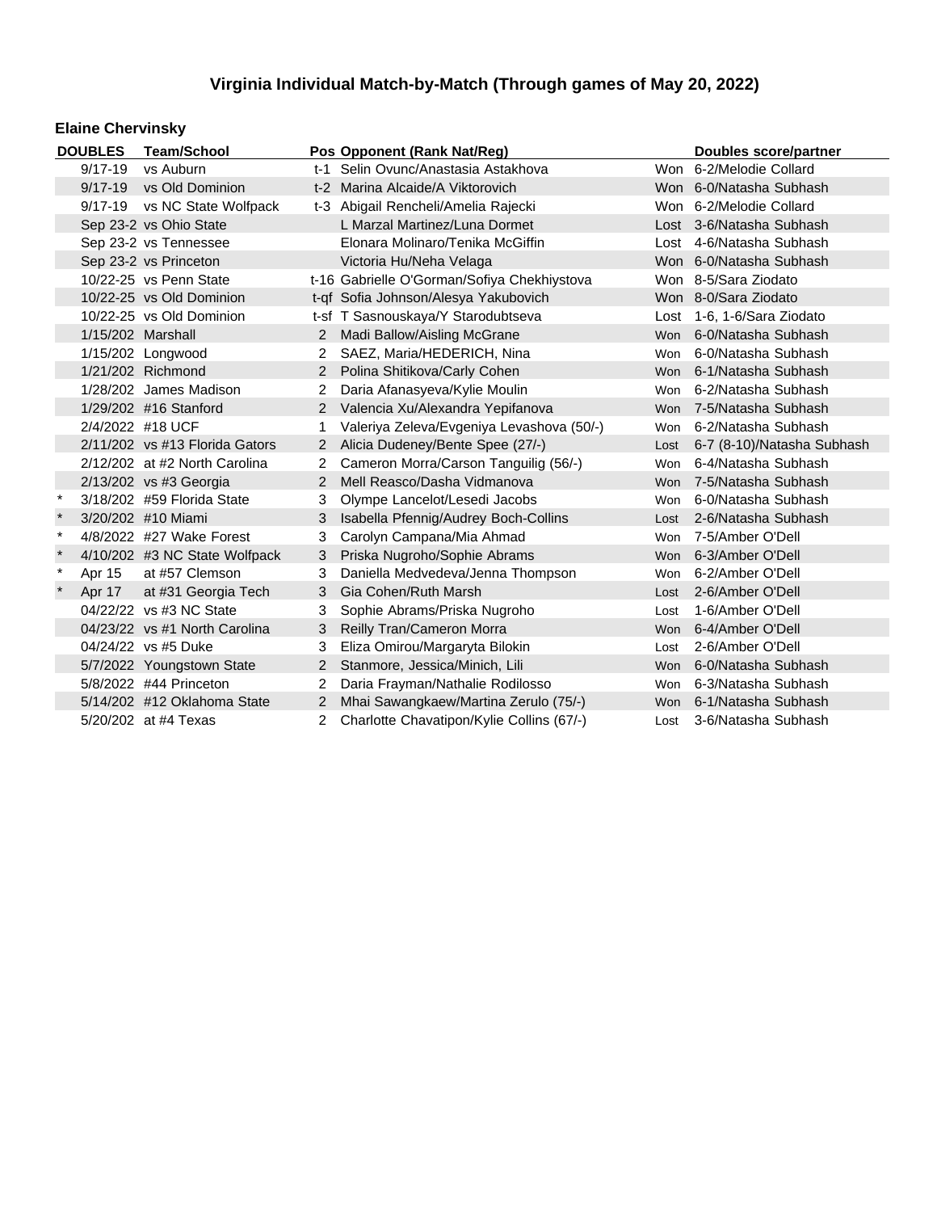# Virginia Individual Match-by-Match (Through games of May 20, 2022)

## Elaine Chervinsky

| | DOUBLES | Team/School | Pos | Opponent (Rank Nat/Reg) | | Doubles score/partner |
|---|---|---|---|---|---|---|
| | 9/17-19 | vs Auburn | t-1 | Selin Ovunc/Anastasia Astakhova | Won | 6-2/Melodie Collard |
| | 9/17-19 | vs Old Dominion | t-2 | Marina Alcaide/A Viktorovich | Won | 6-0/Natasha Subhash |
| | 9/17-19 | vs NC State Wolfpack | t-3 | Abigail Rencheli/Amelia Rajecki | Won | 6-2/Melodie Collard |
| | Sep 23-2 | vs Ohio State | | L Marzal Martinez/Luna Dormet | Lost | 3-6/Natasha Subhash |
| | Sep 23-2 | vs Tennessee | | Elonara Molinaro/Tenika McGiffin | Lost | 4-6/Natasha Subhash |
| | Sep 23-2 | vs Princeton | | Victoria Hu/Neha Velaga | Won | 6-0/Natasha Subhash |
| | 10/22-25 | vs Penn State | t-16 | Gabrielle O'Gorman/Sofiya Chekhiystova | Won | 8-5/Sara Ziodato |
| | 10/22-25 | vs Old Dominion | t-qf | Sofia Johnson/Alesya Yakubovich | Won | 8-0/Sara Ziodato |
| | 10/22-25 | vs Old Dominion | t-sf | T Sasnouskaya/Y Starodubtseva | Lost | 1-6, 1-6/Sara Ziodato |
| | 1/15/202 | Marshall | 2 | Madi Ballow/Aisling McGrane | Won | 6-0/Natasha Subhash |
| | 1/15/202 | Longwood | 2 | SAEZ, Maria/HEDERICH, Nina | Won | 6-0/Natasha Subhash |
| | 1/21/202 | Richmond | 2 | Polina Shitikova/Carly Cohen | Won | 6-1/Natasha Subhash |
| | 1/28/202 | James Madison | 2 | Daria Afanasyeva/Kylie Moulin | Won | 6-2/Natasha Subhash |
| | 1/29/202 | #16 Stanford | 2 | Valencia Xu/Alexandra Yepifanova | Won | 7-5/Natasha Subhash |
| | 2/4/2022 | #18 UCF | 1 | Valeriya Zeleva/Evgeniya Levashova (50/-) | Won | 6-2/Natasha Subhash |
| | 2/11/202 | vs #13 Florida Gators | 2 | Alicia Dudeney/Bente Spee (27/-) | Lost | 6-7 (8-10)/Natasha Subhash |
| | 2/12/202 | at #2 North Carolina | 2 | Cameron Morra/Carson Tanguilig (56/-) | Won | 6-4/Natasha Subhash |
| | 2/13/202 | vs #3 Georgia | 2 | Mell Reasco/Dasha Vidmanova | Won | 7-5/Natasha Subhash |
| * | 3/18/202 | #59 Florida State | 3 | Olympe Lancelot/Lesedi Jacobs | Won | 6-0/Natasha Subhash |
| * | 3/20/202 | #10 Miami | 3 | Isabella Pfennig/Audrey Boch-Collins | Lost | 2-6/Natasha Subhash |
| * | 4/8/2022 | #27 Wake Forest | 3 | Carolyn Campana/Mia Ahmad | Won | 7-5/Amber O'Dell |
| * | 4/10/202 | #3 NC State Wolfpack | 3 | Priska Nugroho/Sophie Abrams | Won | 6-3/Amber O'Dell |
| * | Apr 15 | at #57 Clemson | 3 | Daniella Medvedeva/Jenna Thompson | Won | 6-2/Amber O'Dell |
| * | Apr 17 | at #31 Georgia Tech | 3 | Gia Cohen/Ruth Marsh | Lost | 2-6/Amber O'Dell |
| | 04/22/22 | vs #3 NC State | 3 | Sophie Abrams/Priska Nugroho | Lost | 1-6/Amber O'Dell |
| | 04/23/22 | vs #1 North Carolina | 3 | Reilly Tran/Cameron Morra | Won | 6-4/Amber O'Dell |
| | 04/24/22 | vs #5 Duke | 3 | Eliza Omirou/Margaryta Bilokin | Lost | 2-6/Amber O'Dell |
| | 5/7/2022 | Youngstown State | 2 | Stanmore, Jessica/Minich, Lili | Won | 6-0/Natasha Subhash |
| | 5/8/2022 | #44 Princeton | 2 | Daria Frayman/Nathalie Rodilosso | Won | 6-3/Natasha Subhash |
| | 5/14/202 | #12 Oklahoma State | 2 | Mhai Sawangkaew/Martina Zerulo (75/-) | Won | 6-1/Natasha Subhash |
| | 5/20/202 | at #4 Texas | 2 | Charlotte Chavatipon/Kylie Collins (67/-) | Lost | 3-6/Natasha Subhash |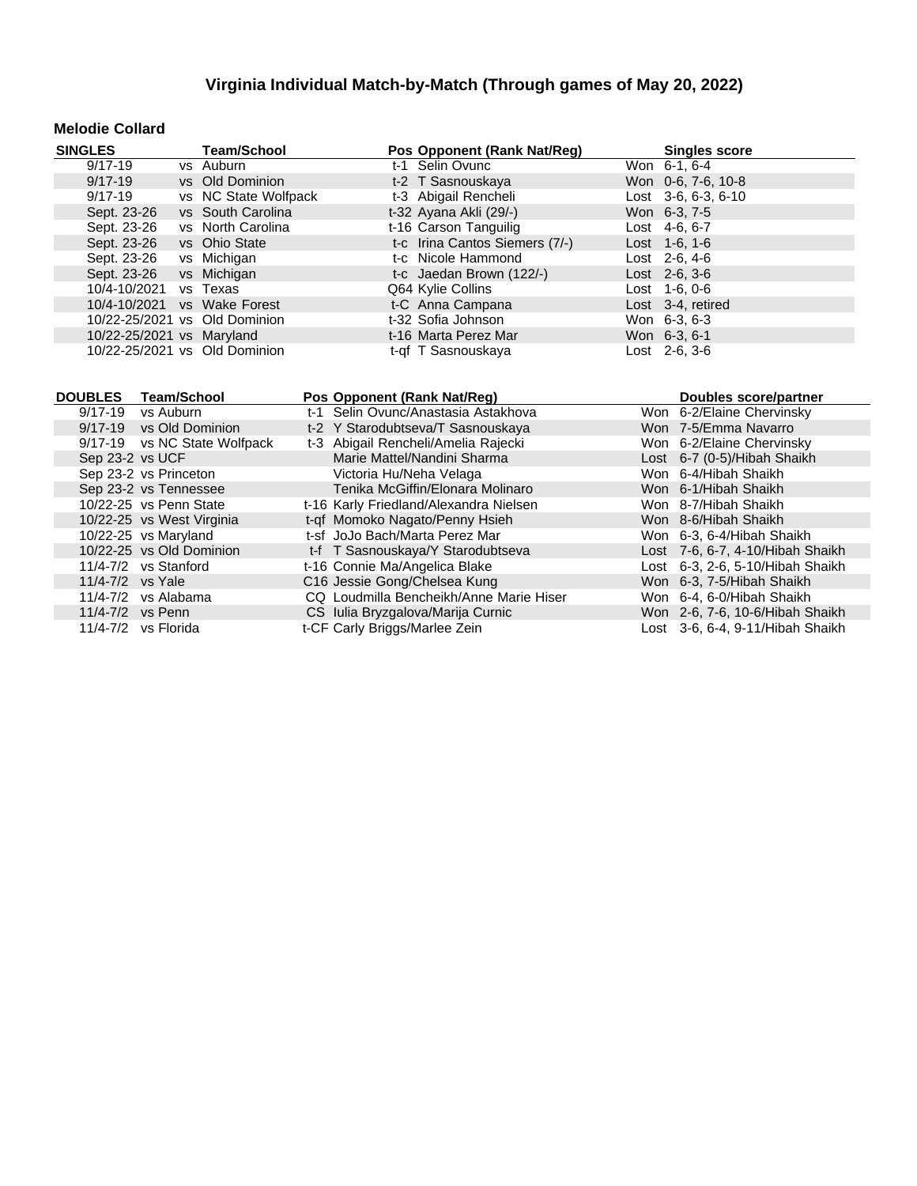## Virginia Individual Match-by-Match (Through games of May 20, 2022)

### Melodie Collard

| SINGLES | Team/School | Pos | Opponent (Rank Nat/Reg) | Singles score |
|---|---|---|---|---|
| 9/17-19 | vs Auburn | t-1 | Selin Ovunc | Won 6-1, 6-4 |
| 9/17-19 | vs Old Dominion | t-2 | T Sasnouskaya | Won 0-6, 7-6, 10-8 |
| 9/17-19 | vs NC State Wolfpack | t-3 | Abigail Rencheli | Lost 3-6, 6-3, 6-10 |
| Sept. 23-26 | vs South Carolina | t-32 | Ayana Akli (29/-) | Won 6-3, 7-5 |
| Sept. 23-26 | vs North Carolina | t-16 | Carson Tanguilig | Lost 4-6, 6-7 |
| Sept. 23-26 | vs Ohio State | t-c | Irina Cantos Siemers (7/-) | Lost 1-6, 1-6 |
| Sept. 23-26 | vs Michigan | t-c | Nicole Hammond | Lost 2-6, 4-6 |
| Sept. 23-26 | vs Michigan | t-c | Jaedan Brown (122/-) | Lost 2-6, 3-6 |
| 10/4-10/2021 | vs Texas | Q64 | Kylie Collins | Lost 1-6, 0-6 |
| 10/4-10/2021 | vs Wake Forest | t-C | Anna Campana | Lost 3-4, retired |
| 10/22-25/2021 | vs Old Dominion | t-32 | Sofia Johnson | Won 6-3, 6-3 |
| 10/22-25/2021 | vs Maryland | t-16 | Marta Perez Mar | Won 6-3, 6-1 |
| 10/22-25/2021 | vs Old Dominion | t-qf | T Sasnouskaya | Lost 2-6, 3-6 |

| DOUBLES | Team/School | Pos | Opponent (Rank Nat/Reg) | Doubles score/partner |
|---|---|---|---|---|
| 9/17-19 | vs Auburn | t-1 | Selin Ovunc/Anastasia Astakhova | Won 6-2/Elaine Chervinsky |
| 9/17-19 | vs Old Dominion | t-2 | Y Starodubtseva/T Sasnouskaya | Won 7-5/Emma Navarro |
| 9/17-19 | vs NC State Wolfpack | t-3 | Abigail Rencheli/Amelia Rajecki | Won 6-2/Elaine Chervinsky |
| Sep 23-2 | vs UCF | | Marie Mattel/Nandini Sharma | Lost 6-7 (0-5)/Hibah Shaikh |
| Sep 23-2 | vs Princeton | | Victoria Hu/Neha Velaga | Won 6-4/Hibah Shaikh |
| Sep 23-2 | vs Tennessee | | Tenika McGiffin/Elonara Molinaro | Won 6-1/Hibah Shaikh |
| 10/22-25 | vs Penn State | t-16 | Karly Friedland/Alexandra Nielsen | Won 8-7/Hibah Shaikh |
| 10/22-25 | vs West Virginia | t-qf | Momoko Nagato/Penny Hsieh | Won 8-6/Hibah Shaikh |
| 10/22-25 | vs Maryland | t-sf | JoJo Bach/Marta Perez Mar | Won 6-3, 6-4/Hibah Shaikh |
| 10/22-25 | vs Old Dominion | t-f | T Sasnouskaya/Y Starodubtseva | Lost 7-6, 6-7, 4-10/Hibah Shaikh |
| 11/4-7/2 | vs Stanford | t-16 | Connie Ma/Angelica Blake | Lost 6-3, 2-6, 5-10/Hibah Shaikh |
| 11/4-7/2 | vs Yale | C16 | Jessie Gong/Chelsea Kung | Won 6-3, 7-5/Hibah Shaikh |
| 11/4-7/2 | vs Alabama | CQ | Loudmilla Bencheikh/Anne Marie Hiser | Won 6-4, 6-0/Hibah Shaikh |
| 11/4-7/2 | vs Penn | CS | Iulia Bryzgalova/Marija Curnic | Won 2-6, 7-6, 10-6/Hibah Shaikh |
| 11/4-7/2 | vs Florida | t-CF | Carly Briggs/Marlee Zein | Lost 3-6, 6-4, 9-11/Hibah Shaikh |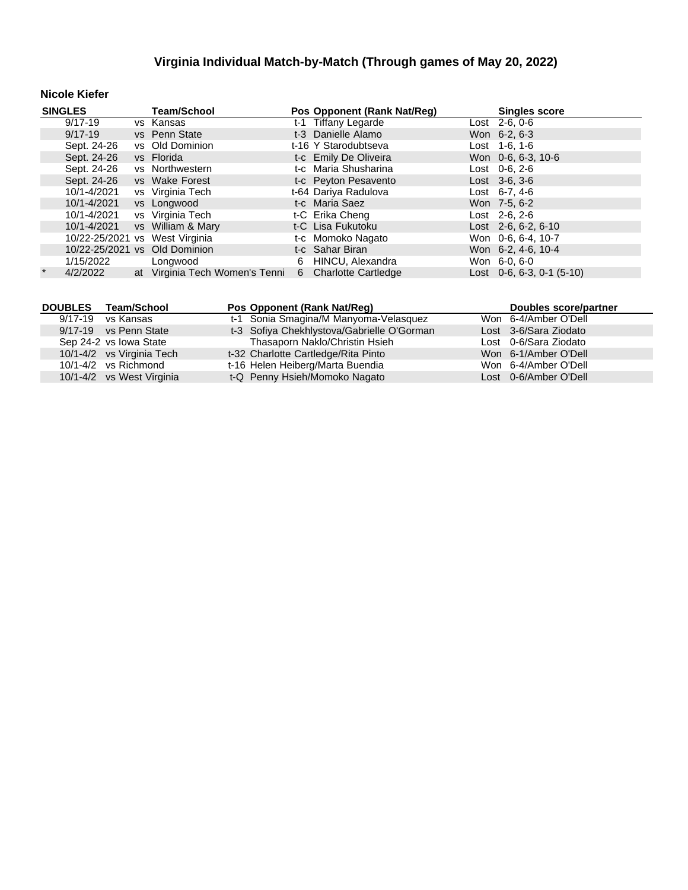# Virginia Individual Match-by-Match (Through games of May 20, 2022)

### Nicole Kiefer

| SINGLES | | Team/School | Pos | Opponent (Rank Nat/Reg) | Singles score |
|---|---|---|---|---|---|
| | 9/17-19 | vs Kansas | t-1 | Tiffany Legarde | Lost 2-6, 0-6 |
| | 9/17-19 | vs Penn State | t-3 | Danielle Alamo | Won 6-2, 6-3 |
| | Sept. 24-26 | vs Old Dominion | t-16 | Y Starodubtseva | Lost 1-6, 1-6 |
| | Sept. 24-26 | vs Florida | t-c | Emily De Oliveira | Won 0-6, 6-3, 10-6 |
| | Sept. 24-26 | vs Northwestern | t-c | Maria Shusharina | Lost 0-6, 2-6 |
| | Sept. 24-26 | vs Wake Forest | t-c | Peyton Pesavento | Lost 3-6, 3-6 |
| | 10/1-4/2021 | vs Virginia Tech | t-64 | Dariya Radulova | Lost 6-7, 4-6 |
| | 10/1-4/2021 | vs Longwood | t-c | Maria Saez | Won 7-5, 6-2 |
| | 10/1-4/2021 | vs Virginia Tech | t-C | Erika Cheng | Lost 2-6, 2-6 |
| | 10/1-4/2021 | vs William & Mary | t-C | Lisa Fukutoku | Lost 2-6, 6-2, 6-10 |
| | 10/22-25/2021 | vs West Virginia | t-c | Momoko Nagato | Won 0-6, 6-4, 10-7 |
| | 10/22-25/2021 | vs Old Dominion | t-c | Sahar Biran | Won 6-2, 4-6, 10-4 |
| | 1/15/2022 | Longwood | 6 | HINCU, Alexandra | Won 6-0, 6-0 |
| * | 4/2/2022 | at Virginia Tech Women's Tenni | 6 | Charlotte Cartledge | Lost 0-6, 6-3, 0-1 (5-10) |

| DOUBLES | Team/School | Pos | Opponent (Rank Nat/Reg) | Doubles score/partner |
|---|---|---|---|---|
| 9/17-19 | vs Kansas | t-1 | Sonia Smagina/M Manyoma-Velasquez | Won 6-4/Amber O'Dell |
| 9/17-19 | vs Penn State | t-3 | Sofiya Chekhlystova/Gabrielle O'Gorman | Lost 3-6/Sara Ziodato |
| Sep 24-2 | vs Iowa State | | Thasaporn Naklo/Christin Hsieh | Lost 0-6/Sara Ziodato |
| 10/1-4/2 | vs Virginia Tech | t-32 | Charlotte Cartledge/Rita Pinto | Won 6-1/Amber O'Dell |
| 10/1-4/2 | vs Richmond | t-16 | Helen Heiberg/Marta Buendia | Won 6-4/Amber O'Dell |
| 10/1-4/2 | vs West Virginia | t-Q | Penny Hsieh/Momoko Nagato | Lost 0-6/Amber O'Dell |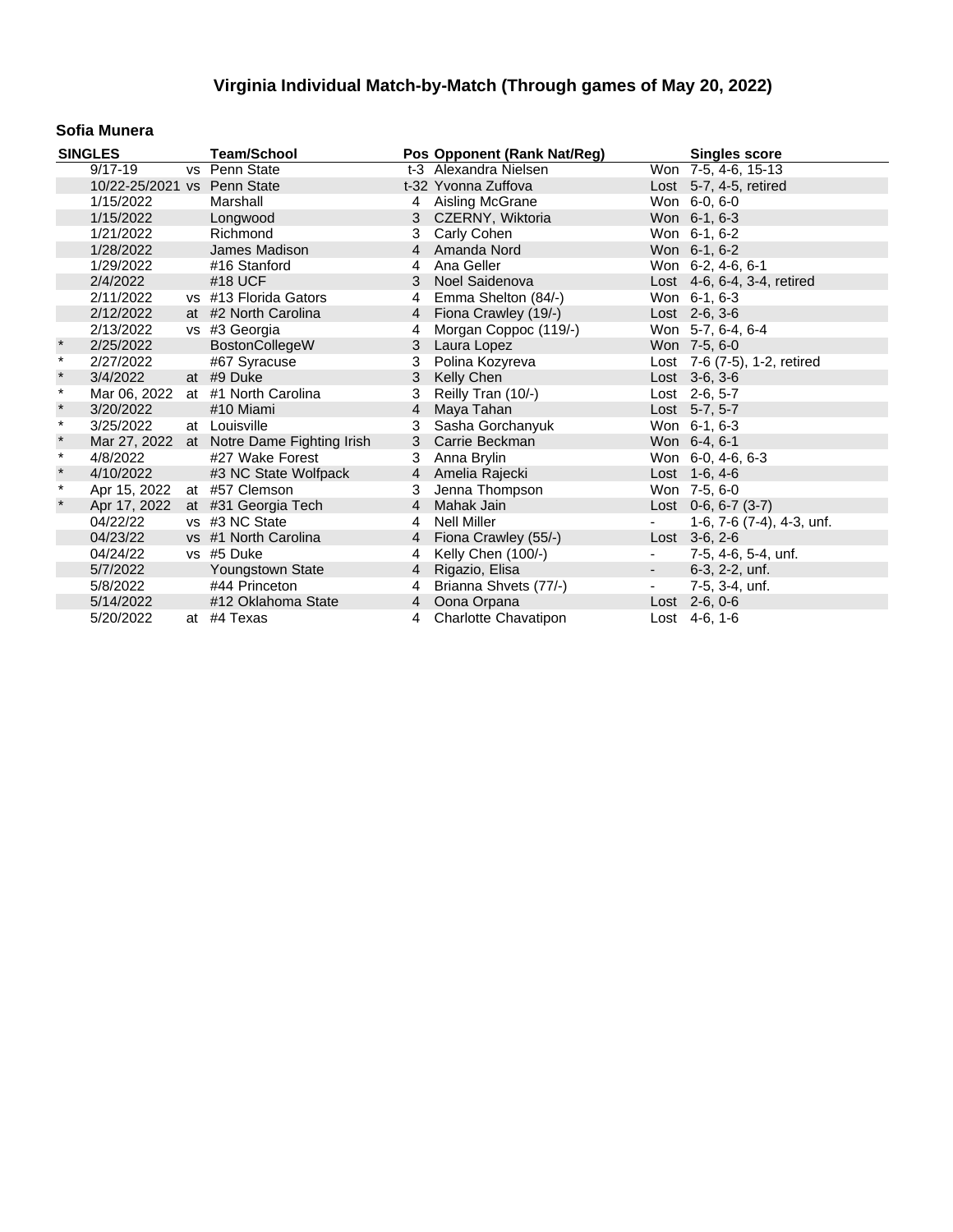# Virginia Individual Match-by-Match (Through games of May 20, 2022)

### Sofia Munera

| SINGLES | | | Team/School | Pos | Opponent (Rank Nat/Reg) | | Singles score |
|---|---|---|---|---|---|---|---|
| | 9/17-19 | vs | Penn State | t-3 | Alexandra Nielsen | Won | 7-5, 4-6, 15-13 |
| | 10/22-25/2021 | vs | Penn State | t-32 | Yvonna Zuffova | Lost | 5-7, 4-5, retired |
| | 1/15/2022 | | Marshall | 4 | Aisling McGrane | Won | 6-0, 6-0 |
| | 1/15/2022 | | Longwood | 3 | CZERNY, Wiktoria | Won | 6-1, 6-3 |
| | 1/21/2022 | | Richmond | 3 | Carly Cohen | Won | 6-1, 6-2 |
| | 1/28/2022 | | James Madison | 4 | Amanda Nord | Won | 6-1, 6-2 |
| | 1/29/2022 | | #16 Stanford | 4 | Ana Geller | Won | 6-2, 4-6, 6-1 |
| | 2/4/2022 | | #18 UCF | 3 | Noel Saidenova | Lost | 4-6, 6-4, 3-4, retired |
| | 2/11/2022 | vs | #13 Florida Gators | 4 | Emma Shelton (84/-) | Won | 6-1, 6-3 |
| | 2/12/2022 | at | #2 North Carolina | 4 | Fiona Crawley (19/-) | Lost | 2-6, 3-6 |
| | 2/13/2022 | vs | #3 Georgia | 4 | Morgan Coppoc (119/-) | Won | 5-7, 6-4, 6-4 |
| * | 2/25/2022 | | BostonCollegeW | 3 | Laura Lopez | Won | 7-5, 6-0 |
| * | 2/27/2022 | | #67 Syracuse | 3 | Polina Kozyreva | Lost | 7-6 (7-5), 1-2, retired |
| * | 3/4/2022 | at | #9 Duke | 3 | Kelly Chen | Lost | 3-6, 3-6 |
| * | Mar 06, 2022 | at | #1 North Carolina | 3 | Reilly Tran (10/-) | Lost | 2-6, 5-7 |
| * | 3/20/2022 | | #10 Miami | 4 | Maya Tahan | Lost | 5-7, 5-7 |
| * | 3/25/2022 | at | Louisville | 3 | Sasha Gorchanyuk | Won | 6-1, 6-3 |
| * | Mar 27, 2022 | at | Notre Dame Fighting Irish | 3 | Carrie Beckman | Won | 6-4, 6-1 |
| * | 4/8/2022 | | #27 Wake Forest | 3 | Anna Brylin | Won | 6-0, 4-6, 6-3 |
| * | 4/10/2022 | | #3 NC State Wolfpack | 4 | Amelia Rajecki | Lost | 1-6, 4-6 |
| * | Apr 15, 2022 | at | #57 Clemson | 3 | Jenna Thompson | Won | 7-5, 6-0 |
| * | Apr 17, 2022 | at | #31 Georgia Tech | 4 | Mahak Jain | Lost | 0-6, 6-7 (3-7) |
| | 04/22/22 | vs | #3 NC State | 4 | Nell Miller | - | 1-6, 7-6 (7-4), 4-3, unf. |
| | 04/23/22 | vs | #1 North Carolina | 4 | Fiona Crawley (55/-) | Lost | 3-6, 2-6 |
| | 04/24/22 | vs | #5 Duke | 4 | Kelly Chen (100/-) | - | 7-5, 4-6, 5-4, unf. |
| | 5/7/2022 | | Youngstown State | 4 | Rigazio, Elisa | - | 6-3, 2-2, unf. |
| | 5/8/2022 | | #44 Princeton | 4 | Brianna Shvets (77/-) | - | 7-5, 3-4, unf. |
| | 5/14/2022 | | #12 Oklahoma State | 4 | Oona Orpana | Lost | 2-6, 0-6 |
| | 5/20/2022 | at | #4 Texas | 4 | Charlotte Chavatipon | Lost | 4-6, 1-6 |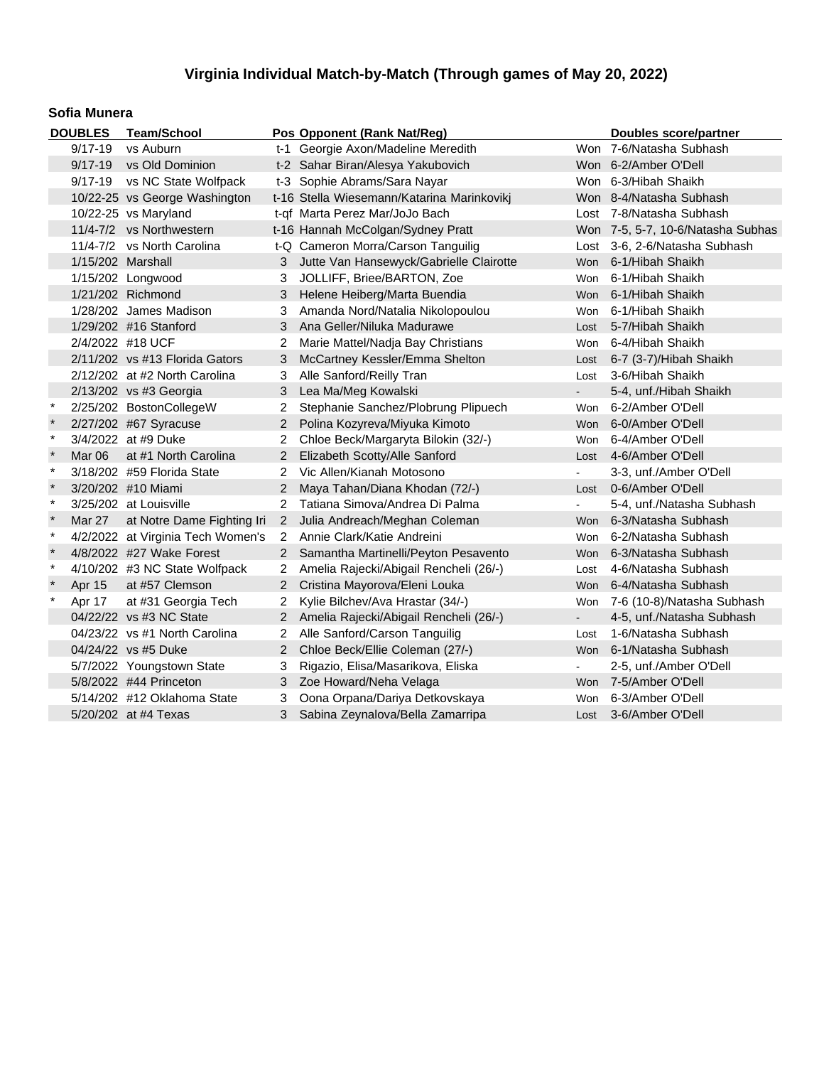# Virginia Individual Match-by-Match (Through games of May 20, 2022)

## Sofia Munera

| | DOUBLES | Team/School | Pos | Opponent (Rank Nat/Reg) | | Doubles score/partner |
|---|---|---|---|---|---|---|
| | 9/17-19 | vs Auburn | t-1 | Georgie Axon/Madeline Meredith | Won | 7-6/Natasha Subhash |
| | 9/17-19 | vs Old Dominion | t-2 | Sahar Biran/Alesya Yakubovich | Won | 6-2/Amber O'Dell |
| | 9/17-19 | vs NC State Wolfpack | t-3 | Sophie Abrams/Sara Nayar | Won | 6-3/Hibah Shaikh |
| | 10/22-25 | vs George Washington | t-16 | Stella Wiesemann/Katarina Marinkovikj | Won | 8-4/Natasha Subhash |
| | 10/22-25 | vs Maryland | t-qf | Marta Perez Mar/JoJo Bach | Lost | 7-8/Natasha Subhash |
| | 11/4-7/2 | vs Northwestern | t-16 | Hannah McColgan/Sydney Pratt | Won | 7-5, 5-7, 10-6/Natasha Subhas |
| | 11/4-7/2 | vs North Carolina | t-Q | Cameron Morra/Carson Tanguilig | Lost | 3-6, 2-6/Natasha Subhash |
| | 1/15/202 | Marshall | 3 | Jutte Van Hansewyck/Gabrielle Clairotte | Won | 6-1/Hibah Shaikh |
| | 1/15/202 | Longwood | 3 | JOLLIFF, Briee/BARTON, Zoe | Won | 6-1/Hibah Shaikh |
| | 1/21/202 | Richmond | 3 | Helene Heiberg/Marta Buendia | Won | 6-1/Hibah Shaikh |
| | 1/28/202 | James Madison | 3 | Amanda Nord/Natalia Nikolopoulou | Won | 6-1/Hibah Shaikh |
| | 1/29/202 | #16 Stanford | 3 | Ana Geller/Niluka Madurawe | Lost | 5-7/Hibah Shaikh |
| | 2/4/2022 | #18 UCF | 2 | Marie Mattel/Nadja Bay Christians | Won | 6-4/Hibah Shaikh |
| | 2/11/202 | vs #13 Florida Gators | 3 | McCartney Kessler/Emma Shelton | Lost | 6-7 (3-7)/Hibah Shaikh |
| | 2/12/202 | at #2 North Carolina | 3 | Alle Sanford/Reilly Tran | Lost | 3-6/Hibah Shaikh |
| | 2/13/202 | vs #3 Georgia | 3 | Lea Ma/Meg Kowalski | - | 5-4, unf./Hibah Shaikh |
| * | 2/25/202 | BostonCollegeW | 2 | Stephanie Sanchez/Plobrung Plipuech | Won | 6-2/Amber O'Dell |
| * | 2/27/202 | #67 Syracuse | 2 | Polina Kozyreva/Miyuka Kimoto | Won | 6-0/Amber O'Dell |
| * | 3/4/2022 | at #9 Duke | 2 | Chloe Beck/Margaryta Bilokin (32/-) | Won | 6-4/Amber O'Dell |
| * | Mar 06 | at #1 North Carolina | 2 | Elizabeth Scotty/Alle Sanford | Lost | 4-6/Amber O'Dell |
| * | 3/18/202 | #59 Florida State | 2 | Vic Allen/Kianah Motosono | - | 3-3, unf./Amber O'Dell |
| * | 3/20/202 | #10 Miami | 2 | Maya Tahan/Diana Khodan (72/-) | Lost | 0-6/Amber O'Dell |
| * | 3/25/202 | at Louisville | 2 | Tatiana Simova/Andrea Di Palma | - | 5-4, unf./Natasha Subhash |
| * | Mar 27 | at Notre Dame Fighting Iri | 2 | Julia Andreach/Meghan Coleman | Won | 6-3/Natasha Subhash |
| * | 4/2/2022 | at Virginia Tech Women's | 2 | Annie Clark/Katie Andreini | Won | 6-2/Natasha Subhash |
| * | 4/8/2022 | #27 Wake Forest | 2 | Samantha Martinelli/Peyton Pesavento | Won | 6-3/Natasha Subhash |
| * | 4/10/202 | #3 NC State Wolfpack | 2 | Amelia Rajecki/Abigail Rencheli (26/-) | Lost | 4-6/Natasha Subhash |
| * | Apr 15 | at #57 Clemson | 2 | Cristina Mayorova/Eleni Louka | Won | 6-4/Natasha Subhash |
| * | Apr 17 | at #31 Georgia Tech | 2 | Kylie Bilchev/Ava Hrastar (34/-) | Won | 7-6 (10-8)/Natasha Subhash |
| | 04/22/22 | vs #3 NC State | 2 | Amelia Rajecki/Abigail Rencheli (26/-) | - | 4-5, unf./Natasha Subhash |
| | 04/23/22 | vs #1 North Carolina | 2 | Alle Sanford/Carson Tanguilig | Lost | 1-6/Natasha Subhash |
| | 04/24/22 | vs #5 Duke | 2 | Chloe Beck/Ellie Coleman (27/-) | Won | 6-1/Natasha Subhash |
| | 5/7/2022 | Youngstown State | 3 | Rigazio, Elisa/Masarikova, Eliska | - | 2-5, unf./Amber O'Dell |
| | 5/8/2022 | #44 Princeton | 3 | Zoe Howard/Neha Velaga | Won | 7-5/Amber O'Dell |
| | 5/14/202 | #12 Oklahoma State | 3 | Oona Orpana/Dariya Detkovskaya | Won | 6-3/Amber O'Dell |
| | 5/20/202 | at #4 Texas | 3 | Sabina Zeynalova/Bella Zamarripa | Lost | 3-6/Amber O'Dell |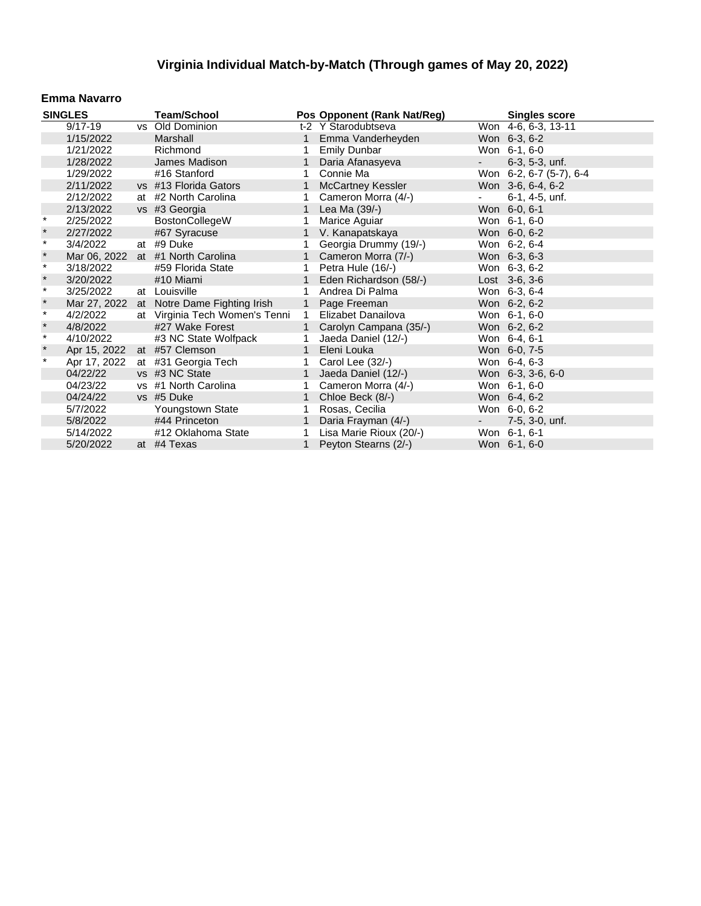# Virginia Individual Match-by-Match (Through games of May 20, 2022)

## Emma Navarro

| SINGLES | | | Team/School | Pos | Opponent (Rank Nat/Reg) | | Singles score |
|---|---|---|---|---|---|---|---|
| | 9/17-19 | vs | Old Dominion | t-2 | Y Starodubtseva | Won | 4-6, 6-3, 13-11 |
| | 1/15/2022 | | Marshall | 1 | Emma Vanderheyden | Won | 6-3, 6-2 |
| | 1/21/2022 | | Richmond | 1 | Emily Dunbar | Won | 6-1, 6-0 |
| | 1/28/2022 | | James Madison | 1 | Daria Afanasyeva | - | 6-3, 5-3, unf. |
| | 1/29/2022 | | #16 Stanford | 1 | Connie Ma | Won | 6-2, 6-7 (5-7), 6-4 |
| | 2/11/2022 | vs | #13 Florida Gators | 1 | McCartney Kessler | Won | 3-6, 6-4, 6-2 |
| | 2/12/2022 | at | #2 North Carolina | 1 | Cameron Morra (4/-) | - | 6-1, 4-5, unf. |
| | 2/13/2022 | vs | #3 Georgia | 1 | Lea Ma (39/-) | Won | 6-0, 6-1 |
| * | 2/25/2022 | | BostonCollegeW | 1 | Marice Aguiar | Won | 6-1, 6-0 |
| * | 2/27/2022 | | #67 Syracuse | 1 | V. Kanapatskaya | Won | 6-0, 6-2 |
| * | 3/4/2022 | at | #9 Duke | 1 | Georgia Drummy (19/-) | Won | 6-2, 6-4 |
| * | Mar 06, 2022 | at | #1 North Carolina | 1 | Cameron Morra (7/-) | Won | 6-3, 6-3 |
| * | 3/18/2022 | | #59 Florida State | 1 | Petra Hule (16/-) | Won | 6-3, 6-2 |
| * | 3/20/2022 | | #10 Miami | 1 | Eden Richardson (58/-) | Lost | 3-6, 3-6 |
| * | 3/25/2022 | at | Louisville | 1 | Andrea Di Palma | Won | 6-3, 6-4 |
| * | Mar 27, 2022 | at | Notre Dame Fighting Irish | 1 | Page Freeman | Won | 6-2, 6-2 |
| * | 4/2/2022 | at | Virginia Tech Women's Tenni | 1 | Elizabet Danailova | Won | 6-1, 6-0 |
| * | 4/8/2022 | | #27 Wake Forest | 1 | Carolyn Campana (35/-) | Won | 6-2, 6-2 |
| * | 4/10/2022 | | #3 NC State Wolfpack | 1 | Jaeda Daniel (12/-) | Won | 6-4, 6-1 |
| * | Apr 15, 2022 | at | #57 Clemson | 1 | Eleni Louka | Won | 6-0, 7-5 |
| * | Apr 17, 2022 | at | #31 Georgia Tech | 1 | Carol Lee (32/-) | Won | 6-4, 6-3 |
| | 04/22/22 | vs | #3 NC State | 1 | Jaeda Daniel (12/-) | Won | 6-3, 3-6, 6-0 |
| | 04/23/22 | vs | #1 North Carolina | 1 | Cameron Morra (4/-) | Won | 6-1, 6-0 |
| | 04/24/22 | vs | #5 Duke | 1 | Chloe Beck (8/-) | Won | 6-4, 6-2 |
| | 5/7/2022 | | Youngstown State | 1 | Rosas, Cecilia | Won | 6-0, 6-2 |
| | 5/8/2022 | | #44 Princeton | 1 | Daria Frayman (4/-) | - | 7-5, 3-0, unf. |
| | 5/14/2022 | | #12 Oklahoma State | 1 | Lisa Marie Rioux (20/-) | Won | 6-1, 6-1 |
| | 5/20/2022 | at | #4 Texas | 1 | Peyton Stearns (2/-) | Won | 6-1, 6-0 |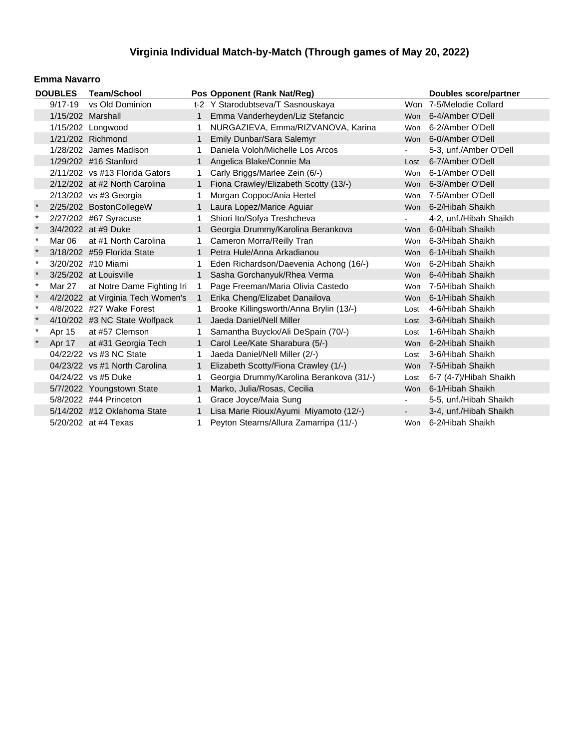# Virginia Individual Match-by-Match (Through games of May 20, 2022)

## Emma Navarro

| | DOUBLES | Team/School | Pos | Opponent (Rank Nat/Reg) | | Doubles score/partner |
|---|---|---|---|---|---|---|
| | 9/17-19 | vs Old Dominion | t-2 | Y Starodubtseva/T Sasnouskaya | Won | 7-5/Melodie Collard |
| | 1/15/202 | Marshall | 1 | Emma Vanderheyden/Liz Stefancic | Won | 6-4/Amber O'Dell |
| | 1/15/202 | Longwood | 1 | NURGAZIEVA, Emma/RIZVANOVA, Karina | Won | 6-2/Amber O'Dell |
| | 1/21/202 | Richmond | 1 | Emily Dunbar/Sara Salemyr | Won | 6-0/Amber O'Dell |
| | 1/28/202 | James Madison | 1 | Daniela Voloh/Michelle Los Arcos | - | 5-3, unf./Amber O'Dell |
| | 1/29/202 | #16 Stanford | 1 | Angelica Blake/Connie Ma | Lost | 6-7/Amber O'Dell |
| | 2/11/202 | vs #13 Florida Gators | 1 | Carly Briggs/Marlee Zein (6/-) | Won | 6-1/Amber O'Dell |
| | 2/12/202 | at #2 North Carolina | 1 | Fiona Crawley/Elizabeth Scotty (13/-) | Won | 6-3/Amber O'Dell |
| | 2/13/202 | vs #3 Georgia | 1 | Morgan Coppoc/Ania Hertel | Won | 7-5/Amber O'Dell |
| * | 2/25/202 | BostonCollegeW | 1 | Laura Lopez/Marice Aguiar | Won | 6-2/Hibah Shaikh |
| * | 2/27/202 | #67 Syracuse | 1 | Shiori Ito/Sofya Treshcheva | - | 4-2, unf./Hibah Shaikh |
| * | 3/4/2022 | at #9 Duke | 1 | Georgia Drummy/Karolina Berankova | Won | 6-0/Hibah Shaikh |
| * | Mar 06 | at #1 North Carolina | 1 | Cameron Morra/Reilly Tran | Won | 6-3/Hibah Shaikh |
| * | 3/18/202 | #59 Florida State | 1 | Petra Hule/Anna Arkadianou | Won | 6-1/Hibah Shaikh |
| * | 3/20/202 | #10 Miami | 1 | Eden Richardson/Daevenia Achong (16/-) | Won | 6-2/Hibah Shaikh |
| * | 3/25/202 | at Louisville | 1 | Sasha Gorchanyuk/Rhea Verma | Won | 6-4/Hibah Shaikh |
| * | Mar 27 | at Notre Dame Fighting Iri | 1 | Page Freeman/Maria Olivia Castedo | Won | 7-5/Hibah Shaikh |
| * | 4/2/2022 | at Virginia Tech Women's | 1 | Erika Cheng/Elizabet Danailova | Won | 6-1/Hibah Shaikh |
| * | 4/8/2022 | #27 Wake Forest | 1 | Brooke Killingsworth/Anna Brylin (13/-) | Lost | 4-6/Hibah Shaikh |
| * | 4/10/202 | #3 NC State Wolfpack | 1 | Jaeda Daniel/Nell Miller | Lost | 3-6/Hibah Shaikh |
| * | Apr 15 | at #57 Clemson | 1 | Samantha Buyckx/Ali DeSpain (70/-) | Lost | 1-6/Hibah Shaikh |
| * | Apr 17 | at #31 Georgia Tech | 1 | Carol Lee/Kate Sharabura (5/-) | Won | 6-2/Hibah Shaikh |
| | 04/22/22 | vs #3 NC State | 1 | Jaeda Daniel/Nell Miller (2/-) | Lost | 3-6/Hibah Shaikh |
| | 04/23/22 | vs #1 North Carolina | 1 | Elizabeth Scotty/Fiona Crawley (1/-) | Won | 7-5/Hibah Shaikh |
| | 04/24/22 | vs #5 Duke | 1 | Georgia Drummy/Karolina Berankova (31/-) | Lost | 6-7 (4-7)/Hibah Shaikh |
| | 5/7/2022 | Youngstown State | 1 | Marko, Julia/Rosas, Cecilia | Won | 6-1/Hibah Shaikh |
| | 5/8/2022 | #44 Princeton | 1 | Grace Joyce/Maia Sung | - | 5-5, unf./Hibah Shaikh |
| | 5/14/202 | #12 Oklahoma State | 1 | Lisa Marie Rioux/Ayumi Miyamoto (12/-) | - | 3-4, unf./Hibah Shaikh |
| | 5/20/202 | at #4 Texas | 1 | Peyton Stearns/Allura Zamarripa (11/-) | Won | 6-2/Hibah Shaikh |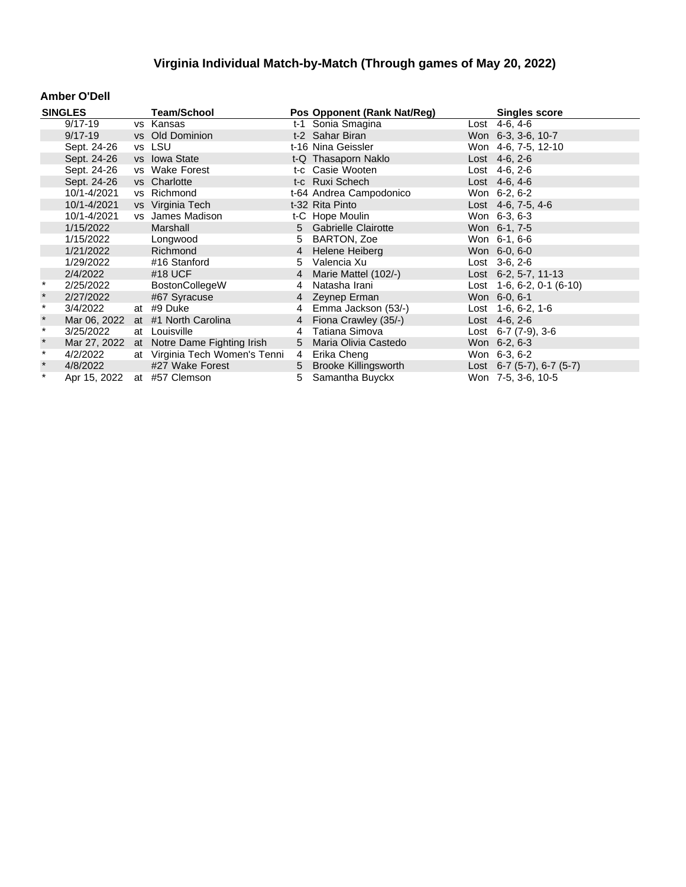## Virginia Individual Match-by-Match (Through games of May 20, 2022)

### Amber O'Dell

| SINGLES | | | Team/School | Pos | Opponent (Rank Nat/Reg) | | Singles score |
|---|---|---|---|---|---|---|---|
| | 9/17-19 | vs | Kansas | t-1 | Sonia Smagina | Lost | 4-6, 4-6 |
| | 9/17-19 | vs | Old Dominion | t-2 | Sahar Biran | Won | 6-3, 3-6, 10-7 |
| | Sept. 24-26 | vs | LSU | t-16 | Nina Geissler | Won | 4-6, 7-5, 12-10 |
| | Sept. 24-26 | vs | Iowa State | t-Q | Thasaporn Naklo | Lost | 4-6, 2-6 |
| | Sept. 24-26 | vs | Wake Forest | t-c | Casie Wooten | Lost | 4-6, 2-6 |
| | Sept. 24-26 | vs | Charlotte | t-c | Ruxi Schech | Lost | 4-6, 4-6 |
| | 10/1-4/2021 | vs | Richmond | t-64 | Andrea Campodonico | Won | 6-2, 6-2 |
| | 10/1-4/2021 | vs | Virginia Tech | t-32 | Rita Pinto | Lost | 4-6, 7-5, 4-6 |
| | 10/1-4/2021 | vs | James Madison | t-C | Hope Moulin | Won | 6-3, 6-3 |
| | 1/15/2022 | | Marshall | 5 | Gabrielle Clairotte | Won | 6-1, 7-5 |
| | 1/15/2022 | | Longwood | 5 | BARTON, Zoe | Won | 6-1, 6-6 |
| | 1/21/2022 | | Richmond | 4 | Helene Heiberg | Won | 6-0, 6-0 |
| | 1/29/2022 | | #16 Stanford | 5 | Valencia Xu | Lost | 3-6, 2-6 |
| | 2/4/2022 | | #18 UCF | 4 | Marie Mattel (102/-) | Lost | 6-2, 5-7, 11-13 |
| * | 2/25/2022 | | BostonCollegeW | 4 | Natasha Irani | Lost | 1-6, 6-2, 0-1 (6-10) |
| * | 2/27/2022 | | #67 Syracuse | 4 | Zeynep Erman | Won | 6-0, 6-1 |
| * | 3/4/2022 | at | #9 Duke | 4 | Emma Jackson (53/-) | Lost | 1-6, 6-2, 1-6 |
| * | Mar 06, 2022 | at | #1 North Carolina | 4 | Fiona Crawley (35/-) | Lost | 4-6, 2-6 |
| * | 3/25/2022 | at | Louisville | 4 | Tatiana Simova | Lost | 6-7 (7-9), 3-6 |
| * | Mar 27, 2022 | at | Notre Dame Fighting Irish | 5 | Maria Olivia Castedo | Won | 6-2, 6-3 |
| * | 4/2/2022 | at | Virginia Tech Women's Tenni | 4 | Erika Cheng | Won | 6-3, 6-2 |
| * | 4/8/2022 | | #27 Wake Forest | 5 | Brooke Killingsworth | Lost | 6-7 (5-7), 6-7 (5-7) |
| * | Apr 15, 2022 | at | #57 Clemson | 5 | Samantha Buyckx | Won | 7-5, 3-6, 10-5 |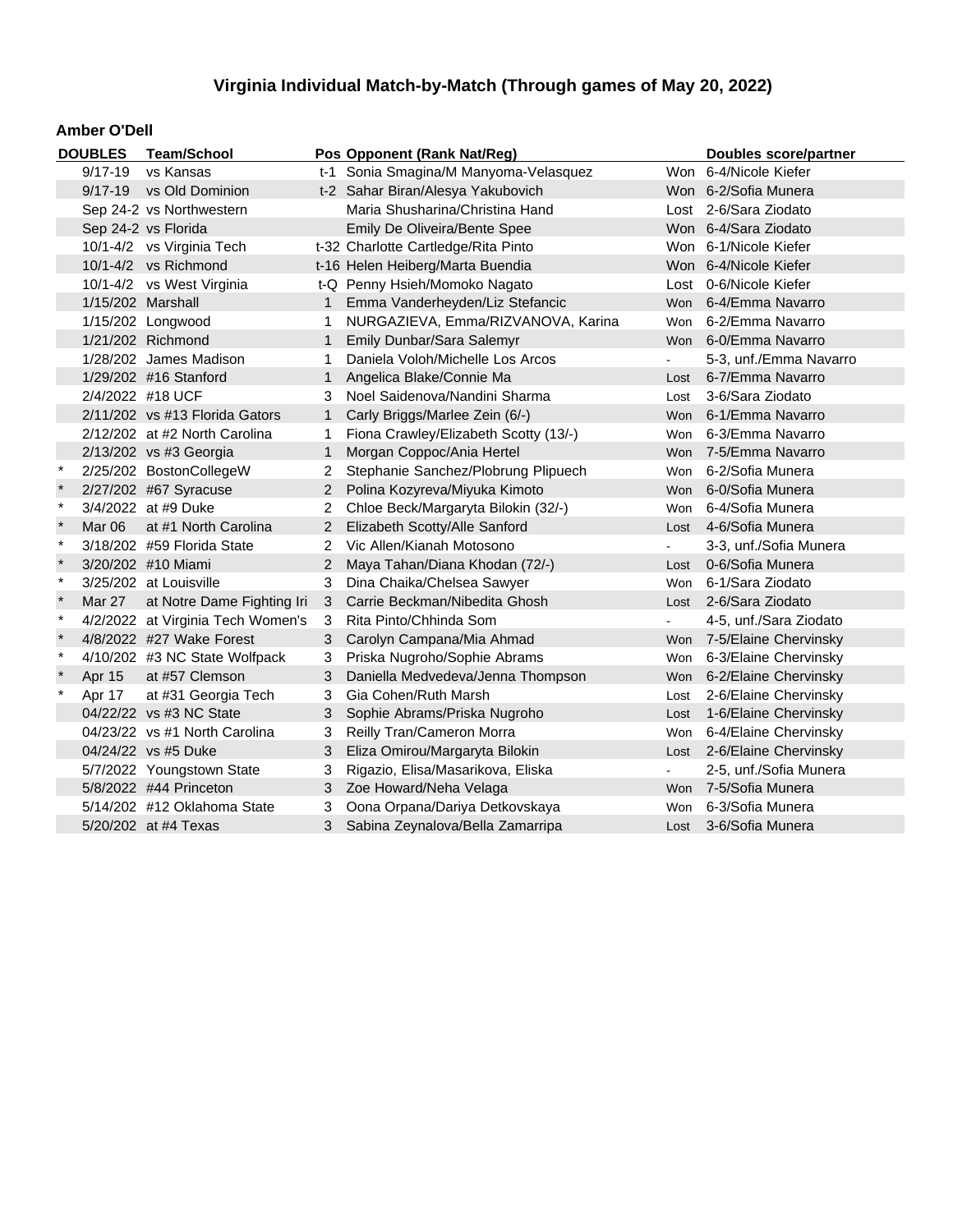# Virginia Individual Match-by-Match (Through games of May 20, 2022)

### Amber O'Dell

| | DOUBLES | Team/School | Pos | Opponent (Rank Nat/Reg) | | Doubles score/partner |
|---|---|---|---|---|---|---|
| | 9/17-19 | vs Kansas | t-1 | Sonia Smagina/M Manyoma-Velasquez | Won | 6-4/Nicole Kiefer |
| | 9/17-19 | vs Old Dominion | t-2 | Sahar Biran/Alesya Yakubovich | Won | 6-2/Sofia Munera |
| | Sep 24-2 | vs Northwestern | | Maria Shusharina/Christina Hand | Lost | 2-6/Sara Ziodato |
| | Sep 24-2 | vs Florida | | Emily De Oliveira/Bente Spee | Won | 6-4/Sara Ziodato |
| | 10/1-4/2 | vs Virginia Tech | t-32 | Charlotte Cartledge/Rita Pinto | Won | 6-1/Nicole Kiefer |
| | 10/1-4/2 | vs Richmond | t-16 | Helen Heiberg/Marta Buendia | Won | 6-4/Nicole Kiefer |
| | 10/1-4/2 | vs West Virginia | t-Q | Penny Hsieh/Momoko Nagato | Lost | 0-6/Nicole Kiefer |
| | 1/15/202 | Marshall | 1 | Emma Vanderheyden/Liz Stefancic | Won | 6-4/Emma Navarro |
| | 1/15/202 | Longwood | 1 | NURGAZIEVA, Emma/RIZVANOVA, Karina | Won | 6-2/Emma Navarro |
| | 1/21/202 | Richmond | 1 | Emily Dunbar/Sara Salemyr | Won | 6-0/Emma Navarro |
| | 1/28/202 | James Madison | 1 | Daniela Voloh/Michelle Los Arcos | - | 5-3, unf./Emma Navarro |
| | 1/29/202 | #16 Stanford | 1 | Angelica Blake/Connie Ma | Lost | 6-7/Emma Navarro |
| | 2/4/2022 | #18 UCF | 3 | Noel Saidenova/Nandini Sharma | Lost | 3-6/Sara Ziodato |
| | 2/11/202 | vs #13 Florida Gators | 1 | Carly Briggs/Marlee Zein (6/-) | Won | 6-1/Emma Navarro |
| | 2/12/202 | at #2 North Carolina | 1 | Fiona Crawley/Elizabeth Scotty (13/-) | Won | 6-3/Emma Navarro |
| | 2/13/202 | vs #3 Georgia | 1 | Morgan Coppoc/Ania Hertel | Won | 7-5/Emma Navarro |
| * | 2/25/202 | BostonCollegeW | 2 | Stephanie Sanchez/Plobrung Plipuech | Won | 6-2/Sofia Munera |
| * | 2/27/202 | #67 Syracuse | 2 | Polina Kozyreva/Miyuka Kimoto | Won | 6-0/Sofia Munera |
| * | 3/4/2022 | at #9 Duke | 2 | Chloe Beck/Margaryta Bilokin (32/-) | Won | 6-4/Sofia Munera |
| * | Mar 06 | at #1 North Carolina | 2 | Elizabeth Scotty/Alle Sanford | Lost | 4-6/Sofia Munera |
| * | 3/18/202 | #59 Florida State | 2 | Vic Allen/Kianah Motosono | - | 3-3, unf./Sofia Munera |
| * | 3/20/202 | #10 Miami | 2 | Maya Tahan/Diana Khodan (72/-) | Lost | 0-6/Sofia Munera |
| * | 3/25/202 | at Louisville | 3 | Dina Chaika/Chelsea Sawyer | Won | 6-1/Sara Ziodato |
| * | Mar 27 | at Notre Dame Fighting Iri | 3 | Carrie Beckman/Nibedita Ghosh | Lost | 2-6/Sara Ziodato |
| * | 4/2/2022 | at Virginia Tech Women's | 3 | Rita Pinto/Chhinda Som | - | 4-5, unf./Sara Ziodato |
| * | 4/8/2022 | #27 Wake Forest | 3 | Carolyn Campana/Mia Ahmad | Won | 7-5/Elaine Chervinsky |
| * | 4/10/202 | #3 NC State Wolfpack | 3 | Priska Nugroho/Sophie Abrams | Won | 6-3/Elaine Chervinsky |
| * | Apr 15 | at #57 Clemson | 3 | Daniella Medvedeva/Jenna Thompson | Won | 6-2/Elaine Chervinsky |
| * | Apr 17 | at #31 Georgia Tech | 3 | Gia Cohen/Ruth Marsh | Lost | 2-6/Elaine Chervinsky |
| | 04/22/22 | vs #3 NC State | 3 | Sophie Abrams/Priska Nugroho | Lost | 1-6/Elaine Chervinsky |
| | 04/23/22 | vs #1 North Carolina | 3 | Reilly Tran/Cameron Morra | Won | 6-4/Elaine Chervinsky |
| | 04/24/22 | vs #5 Duke | 3 | Eliza Omirou/Margaryta Bilokin | Lost | 2-6/Elaine Chervinsky |
| | 5/7/2022 | Youngstown State | 3 | Rigazio, Elisa/Masarikova, Eliska | - | 2-5, unf./Sofia Munera |
| | 5/8/2022 | #44 Princeton | 3 | Zoe Howard/Neha Velaga | Won | 7-5/Sofia Munera |
| | 5/14/202 | #12 Oklahoma State | 3 | Oona Orpana/Dariya Detkovskaya | Won | 6-3/Sofia Munera |
| | 5/20/202 | at #4 Texas | 3 | Sabina Zeynalova/Bella Zamarripa | Lost | 3-6/Sofia Munera |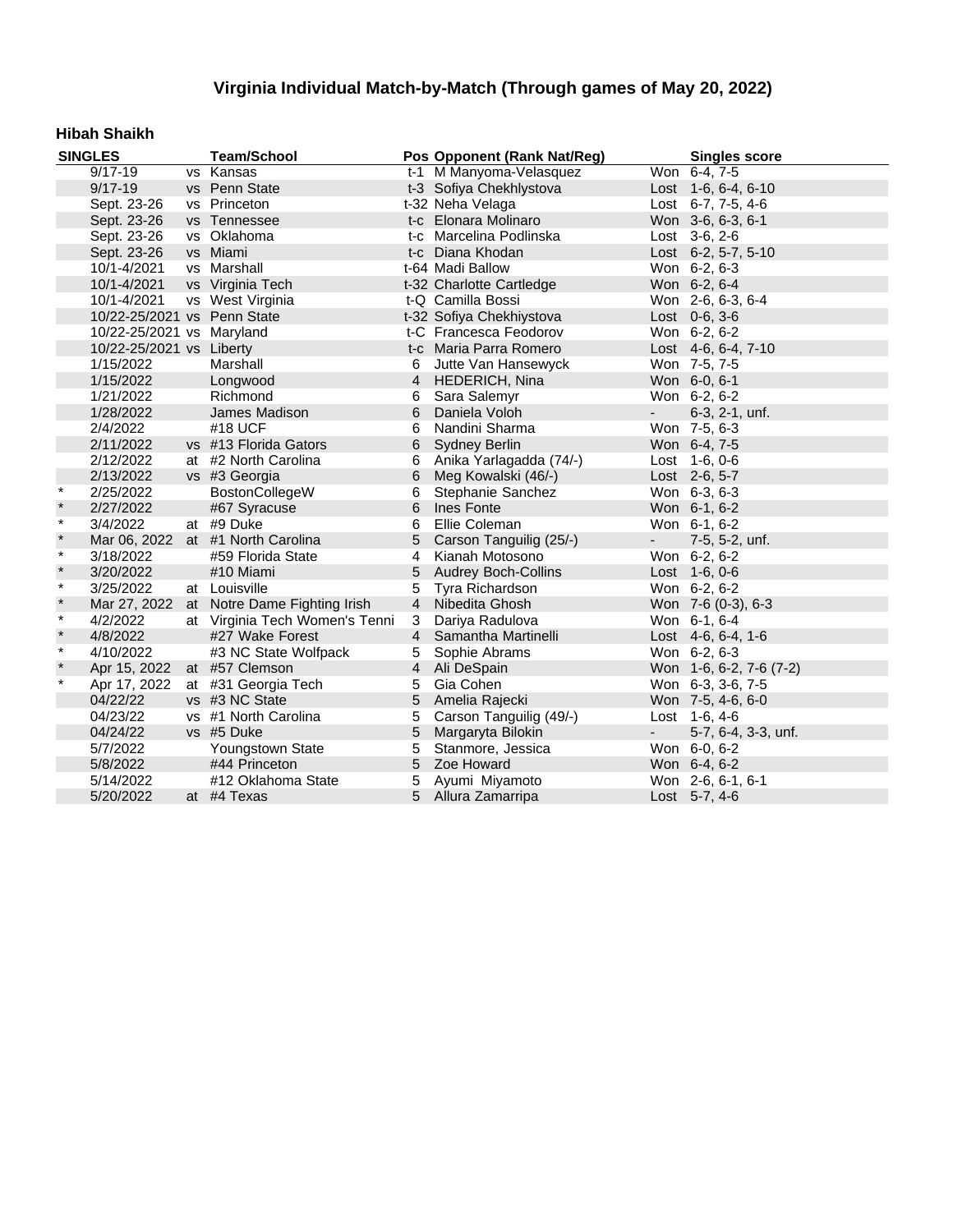# Virginia Individual Match-by-Match (Through games of May 20, 2022)

### Hibah Shaikh

| SINGLES | | | Team/School | Pos | Opponent (Rank Nat/Reg) | | Singles score |
|---|---|---|---|---|---|---|---|
| | 9/17-19 | vs | Kansas | t-1 | M Manyoma-Velasquez | Won | 6-4, 7-5 |
| | 9/17-19 | vs | Penn State | t-3 | Sofiya Chekhlystova | Lost | 1-6, 6-4, 6-10 |
| | Sept. 23-26 | vs | Princeton | t-32 | Neha Velaga | Lost | 6-7, 7-5, 4-6 |
| | Sept. 23-26 | vs | Tennessee | t-c | Elonara Molinaro | Won | 3-6, 6-3, 6-1 |
| | Sept. 23-26 | vs | Oklahoma | t-c | Marcelina Podlinska | Lost | 3-6, 2-6 |
| | Sept. 23-26 | vs | Miami | t-c | Diana Khodan | Lost | 6-2, 5-7, 5-10 |
| | 10/1-4/2021 | vs | Marshall | t-64 | Madi Ballow | Won | 6-2, 6-3 |
| | 10/1-4/2021 | vs | Virginia Tech | t-32 | Charlotte Cartledge | Won | 6-2, 6-4 |
| | 10/1-4/2021 | vs | West Virginia | t-Q | Camilla Bossi | Won | 2-6, 6-3, 6-4 |
| | 10/22-25/2021 | vs | Penn State | t-32 | Sofiya Chekhiystova | Lost | 0-6, 3-6 |
| | 10/22-25/2021 | vs | Maryland | t-C | Francesca Feodorov | Won | 6-2, 6-2 |
| | 10/22-25/2021 | vs | Liberty | t-c | Maria Parra Romero | Lost | 4-6, 6-4, 7-10 |
| | 1/15/2022 | | Marshall | 6 | Jutte Van Hansewyck | Won | 7-5, 7-5 |
| | 1/15/2022 | | Longwood | 4 | HEDERICH, Nina | Won | 6-0, 6-1 |
| | 1/21/2022 | | Richmond | 6 | Sara Salemyr | Won | 6-2, 6-2 |
| | 1/28/2022 | | James Madison | 6 | Daniela Voloh | - | 6-3, 2-1, unf. |
| | 2/4/2022 | | #18 UCF | 6 | Nandini Sharma | Won | 7-5, 6-3 |
| | 2/11/2022 | vs | #13 Florida Gators | 6 | Sydney Berlin | Won | 6-4, 7-5 |
| | 2/12/2022 | at | #2 North Carolina | 6 | Anika Yarlagadda (74/-) | Lost | 1-6, 0-6 |
| | 2/13/2022 | vs | #3 Georgia | 6 | Meg Kowalski (46/-) | Lost | 2-6, 5-7 |
| * | 2/25/2022 | | BostonCollegeW | 6 | Stephanie Sanchez | Won | 6-3, 6-3 |
| * | 2/27/2022 | | #67 Syracuse | 6 | Ines Fonte | Won | 6-1, 6-2 |
| * | 3/4/2022 | at | #9 Duke | 6 | Ellie Coleman | Won | 6-1, 6-2 |
| * | Mar 06, 2022 | at | #1 North Carolina | 5 | Carson Tanguilig (25/-) | - | 7-5, 5-2, unf. |
| * | 3/18/2022 | | #59 Florida State | 4 | Kianah Motosono | Won | 6-2, 6-2 |
| * | 3/20/2022 | | #10 Miami | 5 | Audrey Boch-Collins | Lost | 1-6, 0-6 |
| * | 3/25/2022 | at | Louisville | 5 | Tyra Richardson | Won | 6-2, 6-2 |
| * | Mar 27, 2022 | at | Notre Dame Fighting Irish | 4 | Nibedita Ghosh | Won | 7-6 (0-3), 6-3 |
| * | 4/2/2022 | at | Virginia Tech Women's Tenni | 3 | Dariya Radulova | Won | 6-1, 6-4 |
| * | 4/8/2022 | | #27 Wake Forest | 4 | Samantha Martinelli | Lost | 4-6, 6-4, 1-6 |
| * | 4/10/2022 | | #3 NC State Wolfpack | 5 | Sophie Abrams | Won | 6-2, 6-3 |
| * | Apr 15, 2022 | at | #57 Clemson | 4 | Ali DeSpain | Won | 1-6, 6-2, 7-6 (7-2) |
| * | Apr 17, 2022 | at | #31 Georgia Tech | 5 | Gia Cohen | Won | 6-3, 3-6, 7-5 |
| | 04/22/22 | vs | #3 NC State | 5 | Amelia Rajecki | Won | 7-5, 4-6, 6-0 |
| | 04/23/22 | vs | #1 North Carolina | 5 | Carson Tanguilig (49/-) | Lost | 1-6, 4-6 |
| | 04/24/22 | vs | #5 Duke | 5 | Margaryta Bilokin | - | 5-7, 6-4, 3-3, unf. |
| | 5/7/2022 | | Youngstown State | 5 | Stanmore, Jessica | Won | 6-0, 6-2 |
| | 5/8/2022 | | #44 Princeton | 5 | Zoe Howard | Won | 6-4, 6-2 |
| | 5/14/2022 | | #12 Oklahoma State | 5 | Ayumi Miyamoto | Won | 2-6, 6-1, 6-1 |
| | 5/20/2022 | at | #4 Texas | 5 | Allura Zamarripa | Lost | 5-7, 4-6 |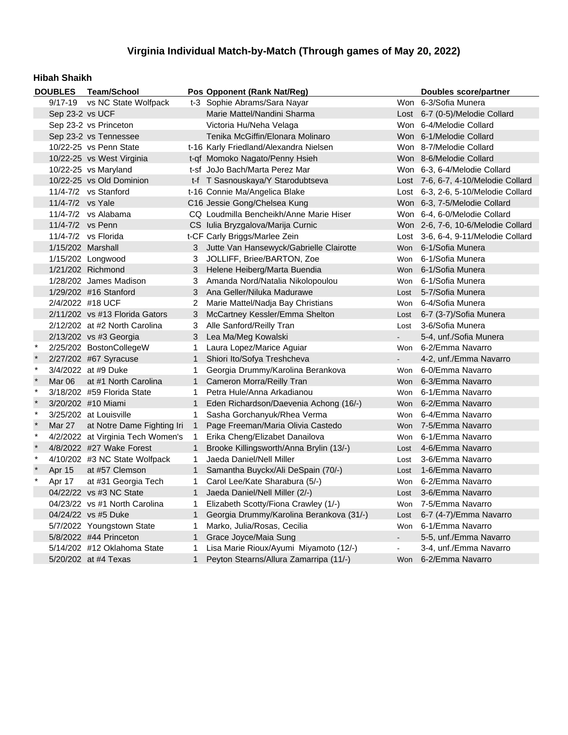# Virginia Individual Match-by-Match (Through games of May 20, 2022)

## Hibah Shaikh

| | DOUBLES | Team/School | Pos | Opponent (Rank Nat/Reg) | | Doubles score/partner |
|---|---|---|---|---|---|---|
| | 9/17-19 | vs NC State Wolfpack | t-3 | Sophie Abrams/Sara Nayar | Won | 6-3/Sofia Munera |
| | Sep 23-2 | vs UCF | | Marie Mattel/Nandini Sharma | Lost | 6-7 (0-5)/Melodie Collard |
| | Sep 23-2 | vs Princeton | | Victoria Hu/Neha Velaga | Won | 6-4/Melodie Collard |
| | Sep 23-2 | vs Tennessee | | Tenika McGiffin/Elonara Molinaro | Won | 6-1/Melodie Collard |
| | 10/22-25 | vs Penn State | t-16 | Karly Friedland/Alexandra Nielsen | Won | 8-7/Melodie Collard |
| | 10/22-25 | vs West Virginia | t-qf | Momoko Nagato/Penny Hsieh | Won | 8-6/Melodie Collard |
| | 10/22-25 | vs Maryland | t-sf | JoJo Bach/Marta Perez Mar | Won | 6-3, 6-4/Melodie Collard |
| | 10/22-25 | vs Old Dominion | t-f | T Sasnouskaya/Y Starodubtseva | Lost | 7-6, 6-7, 4-10/Melodie Collard |
| | 11/4-7/2 | vs Stanford | t-16 | Connie Ma/Angelica Blake | Lost | 6-3, 2-6, 5-10/Melodie Collard |
| | 11/4-7/2 | vs Yale | C16 | Jessie Gong/Chelsea Kung | Won | 6-3, 7-5/Melodie Collard |
| | 11/4-7/2 | vs Alabama | CQ | Loudmilla Bencheikh/Anne Marie Hiser | Won | 6-4, 6-0/Melodie Collard |
| | 11/4-7/2 | vs Penn | CS | Iulia Bryzgalova/Marija Curnic | Won | 2-6, 7-6, 10-6/Melodie Collard |
| | 11/4-7/2 | vs Florida | t-CF | Carly Briggs/Marlee Zein | Lost | 3-6, 6-4, 9-11/Melodie Collard |
| | 1/15/202 | Marshall | 3 | Jutte Van Hansewyck/Gabrielle Clairotte | Won | 6-1/Sofia Munera |
| | 1/15/202 | Longwood | 3 | JOLLIFF, Briee/BARTON, Zoe | Won | 6-1/Sofia Munera |
| | 1/21/202 | Richmond | 3 | Helene Heiberg/Marta Buendia | Won | 6-1/Sofia Munera |
| | 1/28/202 | James Madison | 3 | Amanda Nord/Natalia Nikolopoulou | Won | 6-1/Sofia Munera |
| | 1/29/202 | #16 Stanford | 3 | Ana Geller/Niluka Madurawe | Lost | 5-7/Sofia Munera |
| | 2/4/2022 | #18 UCF | 2 | Marie Mattel/Nadja Bay Christians | Won | 6-4/Sofia Munera |
| | 2/11/202 | vs #13 Florida Gators | 3 | McCartney Kessler/Emma Shelton | Lost | 6-7 (3-7)/Sofia Munera |
| | 2/12/202 | at #2 North Carolina | 3 | Alle Sanford/Reilly Tran | Lost | 3-6/Sofia Munera |
| | 2/13/202 | vs #3 Georgia | 3 | Lea Ma/Meg Kowalski | - | 5-4, unf./Sofia Munera |
| * | 2/25/202 | BostonCollegeW | 1 | Laura Lopez/Marice Aguiar | Won | 6-2/Emma Navarro |
| * | 2/27/202 | #67 Syracuse | 1 | Shiori Ito/Sofya Treshcheva | - | 4-2, unf./Emma Navarro |
| * | 3/4/2022 | at #9 Duke | 1 | Georgia Drummy/Karolina Berankova | Won | 6-0/Emma Navarro |
| * | Mar 06 | at #1 North Carolina | 1 | Cameron Morra/Reilly Tran | Won | 6-3/Emma Navarro |
| * | 3/18/202 | #59 Florida State | 1 | Petra Hule/Anna Arkadianou | Won | 6-1/Emma Navarro |
| * | 3/20/202 | #10 Miami | 1 | Eden Richardson/Daevenia Achong (16/-) | Won | 6-2/Emma Navarro |
| * | 3/25/202 | at Louisville | 1 | Sasha Gorchanyuk/Rhea Verma | Won | 6-4/Emma Navarro |
| * | Mar 27 | at Notre Dame Fighting Iri | 1 | Page Freeman/Maria Olivia Castedo | Won | 7-5/Emma Navarro |
| * | 4/2/2022 | at Virginia Tech Women's | 1 | Erika Cheng/Elizabet Danailova | Won | 6-1/Emma Navarro |
| * | 4/8/2022 | #27 Wake Forest | 1 | Brooke Killingsworth/Anna Brylin (13/-) | Lost | 4-6/Emma Navarro |
| * | 4/10/202 | #3 NC State Wolfpack | 1 | Jaeda Daniel/Nell Miller | Lost | 3-6/Emma Navarro |
| * | Apr 15 | at #57 Clemson | 1 | Samantha Buyckx/Ali DeSpain (70/-) | Lost | 1-6/Emma Navarro |
| * | Apr 17 | at #31 Georgia Tech | 1 | Carol Lee/Kate Sharabura (5/-) | Won | 6-2/Emma Navarro |
| | 04/22/22 | vs #3 NC State | 1 | Jaeda Daniel/Nell Miller (2/-) | Lost | 3-6/Emma Navarro |
| | 04/23/22 | vs #1 North Carolina | 1 | Elizabeth Scotty/Fiona Crawley (1/-) | Won | 7-5/Emma Navarro |
| | 04/24/22 | vs #5 Duke | 1 | Georgia Drummy/Karolina Berankova (31/-) | Lost | 6-7 (4-7)/Emma Navarro |
| | 5/7/2022 | Youngstown State | 1 | Marko, Julia/Rosas, Cecilia | Won | 6-1/Emma Navarro |
| | 5/8/2022 | #44 Princeton | 1 | Grace Joyce/Maia Sung | - | 5-5, unf./Emma Navarro |
| | 5/14/202 | #12 Oklahoma State | 1 | Lisa Marie Rioux/Ayumi Miyamoto (12/-) | - | 3-4, unf./Emma Navarro |
| | 5/20/202 | at #4 Texas | 1 | Peyton Stearns/Allura Zamarripa (11/-) | Won | 6-2/Emma Navarro |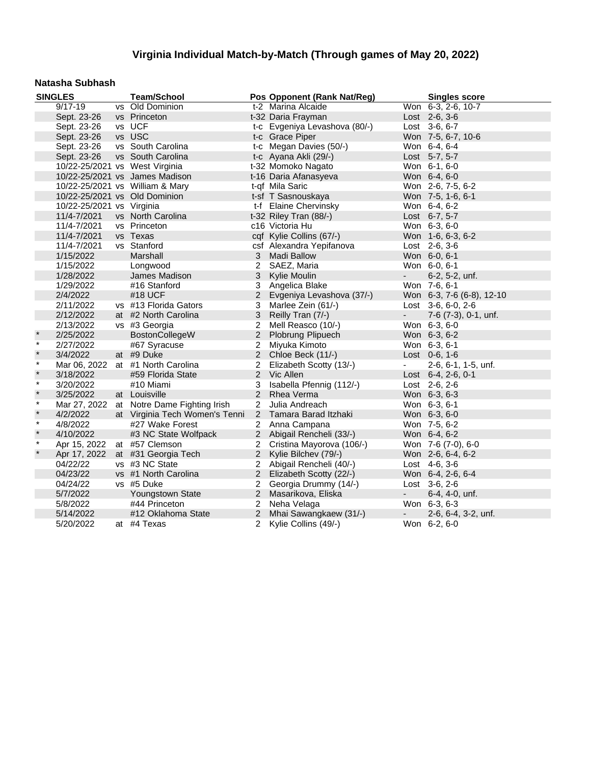# Virginia Individual Match-by-Match (Through games of May 20, 2022)

### Natasha Subhash

| SINGLES | | | Team/School | Pos | Opponent (Rank Nat/Reg) | | Singles score |
|---|---|---|---|---|---|---|---|
| | 9/17-19 | vs | Old Dominion | t-2 | Marina Alcaide | Won | 6-3, 2-6, 10-7 |
| | Sept. 23-26 | vs | Princeton | t-32 | Daria Frayman | Lost | 2-6, 3-6 |
| | Sept. 23-26 | vs | UCF | t-c | Evgeniya Levashova (80/-) | Lost | 3-6, 6-7 |
| | Sept. 23-26 | vs | USC | t-c | Grace Piper | Won | 7-5, 6-7, 10-6 |
| | Sept. 23-26 | vs | South Carolina | t-c | Megan Davies (50/-) | Won | 6-4, 6-4 |
| | Sept. 23-26 | vs | South Carolina | t-c | Ayana Akli (29/-) | Lost | 5-7, 5-7 |
| | 10/22-25/2021 | vs | West Virginia | t-32 | Momoko Nagato | Won | 6-1, 6-0 |
| | 10/22-25/2021 | vs | James Madison | t-16 | Daria Afanasyeva | Won | 6-4, 6-0 |
| | 10/22-25/2021 | vs | William & Mary | t-qf | Mila Saric | Won | 2-6, 7-5, 6-2 |
| | 10/22-25/2021 | vs | Old Dominion | t-sf | T Sasnouskaya | Won | 7-5, 1-6, 6-1 |
| | 10/22-25/2021 | vs | Virginia | t-f | Elaine Chervinsky | Won | 6-4, 6-2 |
| | 11/4-7/2021 | vs | North Carolina | t-32 | Riley Tran (88/-) | Lost | 6-7, 5-7 |
| | 11/4-7/2021 | vs | Princeton | c16 | Victoria Hu | Won | 6-3, 6-0 |
| | 11/4-7/2021 | vs | Texas | cqf | Kylie Collins (67/-) | Won | 1-6, 6-3, 6-2 |
| | 11/4-7/2021 | vs | Stanford | csf | Alexandra Yepifanova | Lost | 2-6, 3-6 |
| | 1/15/2022 | | Marshall | 3 | Madi Ballow | Won | 6-0, 6-1 |
| | 1/15/2022 | | Longwood | 2 | SAEZ, Maria | Won | 6-0, 6-1 |
| | 1/28/2022 | | James Madison | 3 | Kylie Moulin | - | 6-2, 5-2, unf. |
| | 1/29/2022 | | #16 Stanford | 3 | Angelica Blake | Won | 7-6, 6-1 |
| | 2/4/2022 | | #18 UCF | 2 | Evgeniya Levashova (37/-) | Won | 6-3, 7-6 (6-8), 12-10 |
| | 2/11/2022 | vs | #13 Florida Gators | 3 | Marlee Zein (61/-) | Lost | 3-6, 6-0, 2-6 |
| | 2/12/2022 | at | #2 North Carolina | 3 | Reilly Tran (7/-) | - | 7-6 (7-3), 0-1, unf. |
| | 2/13/2022 | vs | #3 Georgia | 2 | Mell Reasco (10/-) | Won | 6-3, 6-0 |
| * | 2/25/2022 | | BostonCollegeW | 2 | Plobrung Plipuech | Won | 6-3, 6-2 |
| * | 2/27/2022 | | #67 Syracuse | 2 | Miyuka Kimoto | Won | 6-3, 6-1 |
| * | 3/4/2022 | at | #9 Duke | 2 | Chloe Beck (11/-) | Lost | 0-6, 1-6 |
| * | Mar 06, 2022 | at | #1 North Carolina | 2 | Elizabeth Scotty (13/-) | - | 2-6, 6-1, 1-5, unf. |
| * | 3/18/2022 | | #59 Florida State | 2 | Vic Allen | Lost | 6-4, 2-6, 0-1 |
| * | 3/20/2022 | | #10 Miami | 3 | Isabella Pfennig (112/-) | Lost | 2-6, 2-6 |
| * | 3/25/2022 | at | Louisville | 2 | Rhea Verma | Won | 6-3, 6-3 |
| * | Mar 27, 2022 | at | Notre Dame Fighting Irish | 2 | Julia Andreach | Won | 6-3, 6-1 |
| * | 4/2/2022 | at | Virginia Tech Women's Tenni | 2 | Tamara Barad Itzhaki | Won | 6-3, 6-0 |
| * | 4/8/2022 | | #27 Wake Forest | 2 | Anna Campana | Won | 7-5, 6-2 |
| * | 4/10/2022 | | #3 NC State Wolfpack | 2 | Abigail Rencheli (33/-) | Won | 6-4, 6-2 |
| * | Apr 15, 2022 | at | #57 Clemson | 2 | Cristina Mayorova (106/-) | Won | 7-6 (7-0), 6-0 |
| * | Apr 17, 2022 | at | #31 Georgia Tech | 2 | Kylie Bilchev (79/-) | Won | 2-6, 6-4, 6-2 |
| | 04/22/22 | vs | #3 NC State | 2 | Abigail Rencheli (40/-) | Lost | 4-6, 3-6 |
| | 04/23/22 | vs | #1 North Carolina | 2 | Elizabeth Scotty (22/-) | Won | 6-4, 2-6, 6-4 |
| | 04/24/22 | vs | #5 Duke | 2 | Georgia Drummy (14/-) | Lost | 3-6, 2-6 |
| | 5/7/2022 | | Youngstown State | 2 | Masarikova, Eliska | - | 6-4, 4-0, unf. |
| | 5/8/2022 | | #44 Princeton | 2 | Neha Velaga | Won | 6-3, 6-3 |
| | 5/14/2022 | | #12 Oklahoma State | 2 | Mhai Sawangkaew (31/-) | - | 2-6, 6-4, 3-2, unf. |
| | 5/20/2022 | at | #4 Texas | 2 | Kylie Collins (49/-) | Won | 6-2, 6-0 |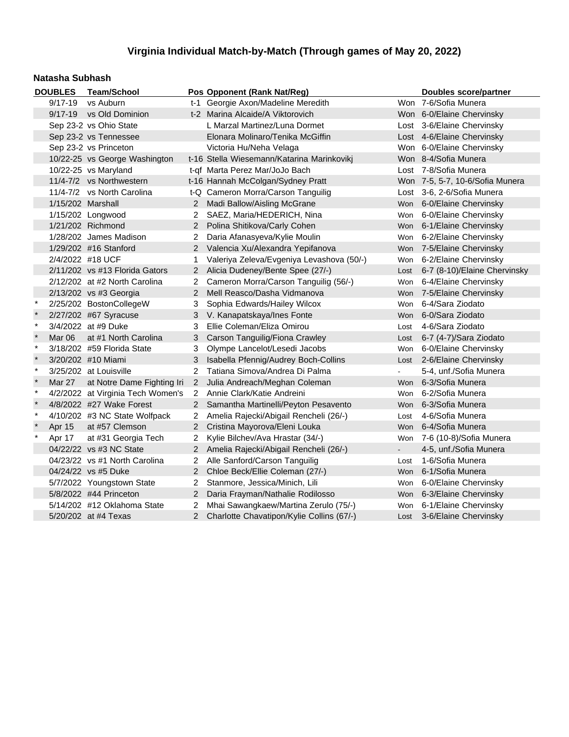# Virginia Individual Match-by-Match (Through games of May 20, 2022)

**Natasha Subhash**

| | DOUBLES | Team/School | Pos | Opponent (Rank Nat/Reg) | | Doubles score/partner |
|---|---|---|---|---|---|---|
| | 9/17-19 | vs Auburn | t-1 | Georgie Axon/Madeline Meredith | Won | 7-6/Sofia Munera |
| | 9/17-19 | vs Old Dominion | t-2 | Marina Alcaide/A Viktorovich | Won | 6-0/Elaine Chervinsky |
| | Sep 23-2 | vs Ohio State | | L Marzal Martinez/Luna Dormet | Lost | 3-6/Elaine Chervinsky |
| | Sep 23-2 | vs Tennessee | | Elonara Molinaro/Tenika McGiffin | Lost | 4-6/Elaine Chervinsky |
| | Sep 23-2 | vs Princeton | | Victoria Hu/Neha Velaga | Won | 6-0/Elaine Chervinsky |
| | 10/22-25 | vs George Washington | t-16 | Stella Wiesemann/Katarina Marinkovikj | Won | 8-4/Sofia Munera |
| | 10/22-25 | vs Maryland | t-qf | Marta Perez Mar/JoJo Bach | Lost | 7-8/Sofia Munera |
| | 11/4-7/2 | vs Northwestern | t-16 | Hannah McColgan/Sydney Pratt | Won | 7-5, 5-7, 10-6/Sofia Munera |
| | 11/4-7/2 | vs North Carolina | t-Q | Cameron Morra/Carson Tanguilig | Lost | 3-6, 2-6/Sofia Munera |
| | 1/15/202 | Marshall | 2 | Madi Ballow/Aisling McGrane | Won | 6-0/Elaine Chervinsky |
| | 1/15/202 | Longwood | 2 | SAEZ, Maria/HEDERICH, Nina | Won | 6-0/Elaine Chervinsky |
| | 1/21/202 | Richmond | 2 | Polina Shitikova/Carly Cohen | Won | 6-1/Elaine Chervinsky |
| | 1/28/202 | James Madison | 2 | Daria Afanasyeva/Kylie Moulin | Won | 6-2/Elaine Chervinsky |
| | 1/29/202 | #16 Stanford | 2 | Valencia Xu/Alexandra Yepifanova | Won | 7-5/Elaine Chervinsky |
| | 2/4/2022 | #18 UCF | 1 | Valeriya Zeleva/Evgeniya Levashova (50/-) | Won | 6-2/Elaine Chervinsky |
| | 2/11/202 | vs #13 Florida Gators | 2 | Alicia Dudeney/Bente Spee (27/-) | Lost | 6-7 (8-10)/Elaine Chervinsky |
| | 2/12/202 | at #2 North Carolina | 2 | Cameron Morra/Carson Tanguilig (56/-) | Won | 6-4/Elaine Chervinsky |
| | 2/13/202 | vs #3 Georgia | 2 | Mell Reasco/Dasha Vidmanova | Won | 7-5/Elaine Chervinsky |
| * | 2/25/202 | BostonCollegeW | 3 | Sophia Edwards/Hailey Wilcox | Won | 6-4/Sara Ziodato |
| * | 2/27/202 | #67 Syracuse | 3 | V. Kanapatskaya/Ines Fonte | Won | 6-0/Sara Ziodato |
| * | 3/4/2022 | at #9 Duke | 3 | Ellie Coleman/Eliza Omirou | Lost | 4-6/Sara Ziodato |
| * | Mar 06 | at #1 North Carolina | 3 | Carson Tanguilig/Fiona Crawley | Lost | 6-7 (4-7)/Sara Ziodato |
| * | 3/18/202 | #59 Florida State | 3 | Olympe Lancelot/Lesedi Jacobs | Won | 6-0/Elaine Chervinsky |
| * | 3/20/202 | #10 Miami | 3 | Isabella Pfennig/Audrey Boch-Collins | Lost | 2-6/Elaine Chervinsky |
| * | 3/25/202 | at Louisville | 2 | Tatiana Simova/Andrea Di Palma | - | 5-4, unf./Sofia Munera |
| * | Mar 27 | at Notre Dame Fighting Iri | 2 | Julia Andreach/Meghan Coleman | Won | 6-3/Sofia Munera |
| * | 4/2/2022 | at Virginia Tech Women's | 2 | Annie Clark/Katie Andreini | Won | 6-2/Sofia Munera |
| * | 4/8/2022 | #27 Wake Forest | 2 | Samantha Martinelli/Peyton Pesavento | Won | 6-3/Sofia Munera |
| * | 4/10/202 | #3 NC State Wolfpack | 2 | Amelia Rajecki/Abigail Rencheli (26/-) | Lost | 4-6/Sofia Munera |
| * | Apr 15 | at #57 Clemson | 2 | Cristina Mayorova/Eleni Louka | Won | 6-4/Sofia Munera |
| * | Apr 17 | at #31 Georgia Tech | 2 | Kylie Bilchev/Ava Hrastar (34/-) | Won | 7-6 (10-8)/Sofia Munera |
| | 04/22/22 | vs #3 NC State | 2 | Amelia Rajecki/Abigail Rencheli (26/-) | - | 4-5, unf./Sofia Munera |
| | 04/23/22 | vs #1 North Carolina | 2 | Alle Sanford/Carson Tanguilig | Lost | 1-6/Sofia Munera |
| | 04/24/22 | vs #5 Duke | 2 | Chloe Beck/Ellie Coleman (27/-) | Won | 6-1/Sofia Munera |
| | 5/7/2022 | Youngstown State | 2 | Stanmore, Jessica/Minich, Lili | Won | 6-0/Elaine Chervinsky |
| | 5/8/2022 | #44 Princeton | 2 | Daria Frayman/Nathalie Rodilosso | Won | 6-3/Elaine Chervinsky |
| | 5/14/202 | #12 Oklahoma State | 2 | Mhai Sawangkaew/Martina Zerulo (75/-) | Won | 6-1/Elaine Chervinsky |
| | 5/20/202 | at #4 Texas | 2 | Charlotte Chavatipon/Kylie Collins (67/-) | Lost | 3-6/Elaine Chervinsky |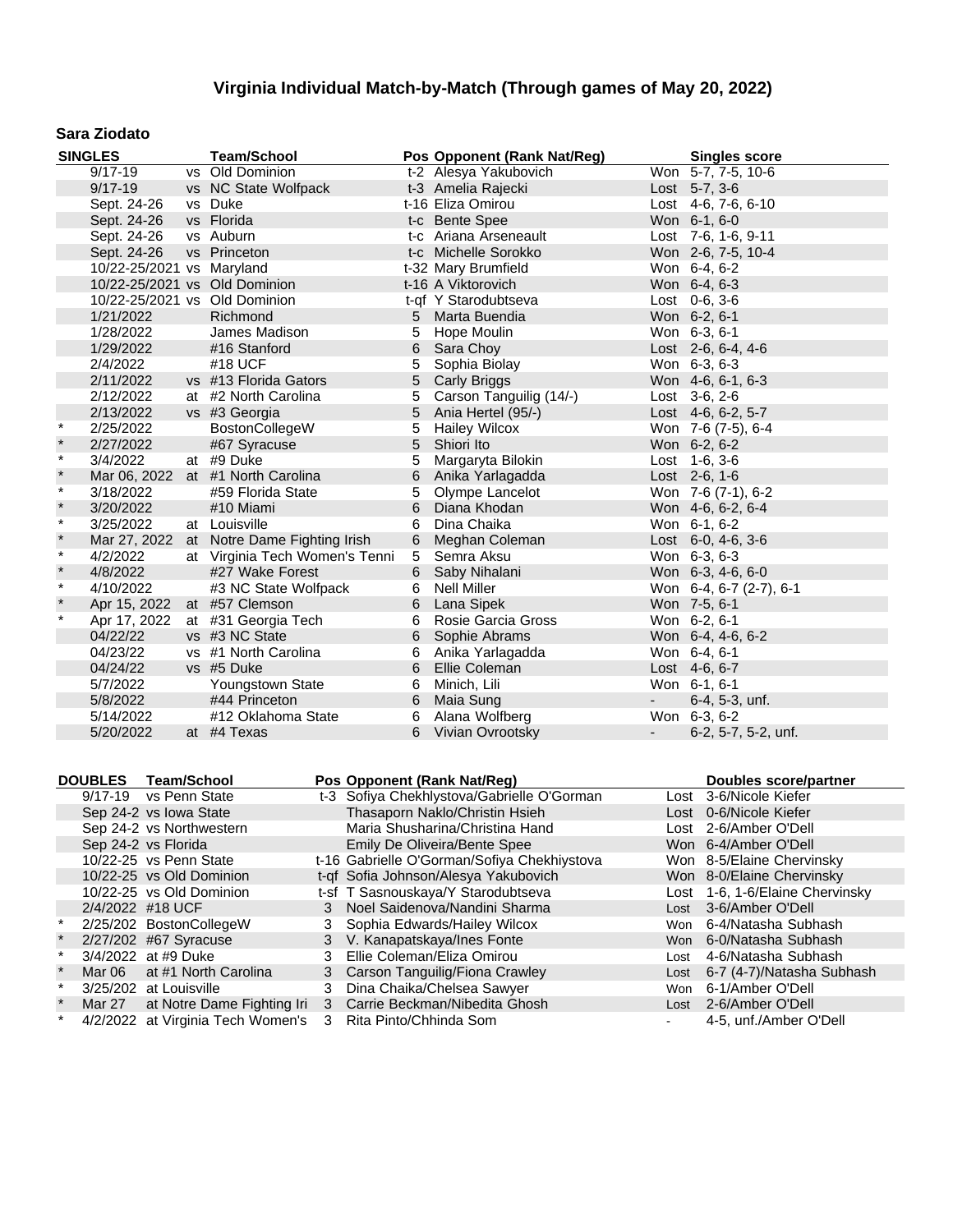# Virginia Individual Match-by-Match (Through games of May 20, 2022)

## Sara Ziodato

| | SINGLES | | Team/School | Pos | Opponent (Rank Nat/Reg) | | Singles score |
|---|---|---|---|---|---|---|---|
| | 9/17-19 | vs | Old Dominion | t-2 | Alesya Yakubovich | Won | 5-7, 7-5, 10-6 |
| | 9/17-19 | vs | NC State Wolfpack | t-3 | Amelia Rajecki | Lost | 5-7, 3-6 |
| | Sept. 24-26 | vs | Duke | t-16 | Eliza Omirou | Lost | 4-6, 7-6, 6-10 |
| | Sept. 24-26 | vs | Florida | t-c | Bente Spee | Won | 6-1, 6-0 |
| | Sept. 24-26 | vs | Auburn | t-c | Ariana Arseneault | Lost | 7-6, 1-6, 9-11 |
| | Sept. 24-26 | vs | Princeton | t-c | Michelle Sorokko | Won | 2-6, 7-5, 10-4 |
| | 10/22-25/2021 | vs | Maryland | t-32 | Mary Brumfield | Won | 6-4, 6-2 |
| | 10/22-25/2021 | vs | Old Dominion | t-16 | A Viktorovich | Won | 6-4, 6-3 |
| | 10/22-25/2021 | vs | Old Dominion | t-qf | Y Starodubtseva | Lost | 0-6, 3-6 |
| | 1/21/2022 | | Richmond | 5 | Marta Buendia | Won | 6-2, 6-1 |
| | 1/28/2022 | | James Madison | 5 | Hope Moulin | Won | 6-3, 6-1 |
| | 1/29/2022 | | #16 Stanford | 6 | Sara Choy | Lost | 2-6, 6-4, 4-6 |
| | 2/4/2022 | | #18 UCF | 5 | Sophia Biolay | Won | 6-3, 6-3 |
| | 2/11/2022 | vs | #13 Florida Gators | 5 | Carly Briggs | Won | 4-6, 6-1, 6-3 |
| | 2/12/2022 | at | #2 North Carolina | 5 | Carson Tanguilig (14/-) | Lost | 3-6, 2-6 |
| | 2/13/2022 | vs | #3 Georgia | 5 | Ania Hertel (95/-) | Lost | 4-6, 6-2, 5-7 |
| * | 2/25/2022 | | BostonCollegeW | 5 | Hailey Wilcox | Won | 7-6 (7-5), 6-4 |
| * | 2/27/2022 | | #67 Syracuse | 5 | Shiori Ito | Won | 6-2, 6-2 |
| * | 3/4/2022 | at | #9 Duke | 5 | Margaryta Bilokin | Lost | 1-6, 3-6 |
| * | Mar 06, 2022 | at | #1 North Carolina | 6 | Anika Yarlagadda | Lost | 2-6, 1-6 |
| * | 3/18/2022 | | #59 Florida State | 5 | Olympe Lancelot | Won | 7-6 (7-1), 6-2 |
| * | 3/20/2022 | | #10 Miami | 6 | Diana Khodan | Won | 4-6, 6-2, 6-4 |
| * | 3/25/2022 | at | Louisville | 6 | Dina Chaika | Won | 6-1, 6-2 |
| * | Mar 27, 2022 | at | Notre Dame Fighting Irish | 6 | Meghan Coleman | Lost | 6-0, 4-6, 3-6 |
| * | 4/2/2022 | at | Virginia Tech Women's Tenni | 5 | Semra Aksu | Won | 6-3, 6-3 |
| * | 4/8/2022 | | #27 Wake Forest | 6 | Saby Nihalani | Won | 6-3, 4-6, 6-0 |
| * | 4/10/2022 | | #3 NC State Wolfpack | 6 | Nell Miller | Won | 6-4, 6-7 (2-7), 6-1 |
| * | Apr 15, 2022 | at | #57 Clemson | 6 | Lana Sipek | Won | 7-5, 6-1 |
| * | Apr 17, 2022 | at | #31 Georgia Tech | 6 | Rosie Garcia Gross | Won | 6-2, 6-1 |
| | 04/22/22 | vs | #3 NC State | 6 | Sophie Abrams | Won | 6-4, 4-6, 6-2 |
| | 04/23/22 | vs | #1 North Carolina | 6 | Anika Yarlagadda | Won | 6-4, 6-1 |
| | 04/24/22 | vs | #5 Duke | 6 | Ellie Coleman | Lost | 4-6, 6-7 |
| | 5/7/2022 | | Youngstown State | 6 | Minich, Lili | Won | 6-1, 6-1 |
| | 5/8/2022 | | #44 Princeton | 6 | Maia Sung | - | 6-4, 5-3, unf. |
| | 5/14/2022 | | #12 Oklahoma State | 6 | Alana Wolfberg | Won | 6-3, 6-2 |
| | 5/20/2022 | at | #4 Texas | 6 | Vivian Ovrootsky | - | 6-2, 5-7, 5-2, unf. |

| | DOUBLES | Team/School | Pos | Opponent (Rank Nat/Reg) | | Doubles score/partner |
|---|---|---|---|---|---|---|
| | 9/17-19 | vs Penn State | t-3 | Sofiya Chekhlystova/Gabrielle O'Gorman | Lost | 3-6/Nicole Kiefer |
| | Sep 24-2 | vs Iowa State | | Thasaporn Naklo/Christin Hsieh | Lost | 0-6/Nicole Kiefer |
| | Sep 24-2 | vs Northwestern | | Maria Shusharina/Christina Hand | Lost | 2-6/Amber O'Dell |
| | Sep 24-2 | vs Florida | | Emily De Oliveira/Bente Spee | Won | 6-4/Amber O'Dell |
| | 10/22-25 | vs Penn State | t-16 | Gabrielle O'Gorman/Sofiya Chekhiystova | Won | 8-5/Elaine Chervinsky |
| | 10/22-25 | vs Old Dominion | t-qf | Sofia Johnson/Alesya Yakubovich | Won | 8-0/Elaine Chervinsky |
| | 10/22-25 | vs Old Dominion | t-sf | T Sasnouskaya/Y Starodubtseva | Lost | 1-6, 1-6/Elaine Chervinsky |
| | 2/4/2022 | #18 UCF | 3 | Noel Saidenova/Nandini Sharma | Lost | 3-6/Amber O'Dell |
| * | 2/25/202 | BostonCollegeW | 3 | Sophia Edwards/Hailey Wilcox | Won | 6-4/Natasha Subhash |
| * | 2/27/202 | #67 Syracuse | 3 | V. Kanapatskaya/Ines Fonte | Won | 6-0/Natasha Subhash |
| * | 3/4/2022 | at #9 Duke | 3 | Ellie Coleman/Eliza Omirou | Lost | 4-6/Natasha Subhash |
| * | Mar 06 | at #1 North Carolina | 3 | Carson Tanguilig/Fiona Crawley | Lost | 6-7 (4-7)/Natasha Subhash |
| * | 3/25/202 | at Louisville | 3 | Dina Chaika/Chelsea Sawyer | Won | 6-1/Amber O'Dell |
| * | Mar 27 | at Notre Dame Fighting Iri | 3 | Carrie Beckman/Nibedita Ghosh | Lost | 2-6/Amber O'Dell |
| * | 4/2/2022 | at Virginia Tech Women's | 3 | Rita Pinto/Chhinda Som | - | 4-5, unf./Amber O'Dell |